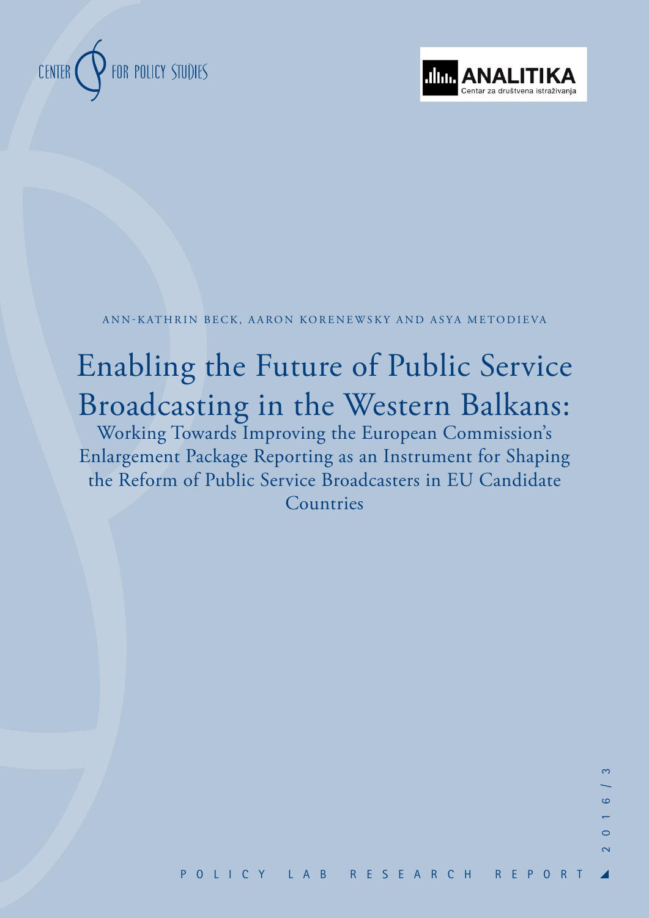CENTER FOR POLICY STUDIES

ANALITIKA
Centar za društvena istraživanja

ANN-KATHRIN BECK, AARON KORENEWSKY AND ASYA METODIEVA

# Enabling the Future of Public Service Broadcasting in the Western Balkans:

## Working Towards Improving the European Commission's Enlargement Package Reporting as an Instrument for Shaping the Reform of Public Service Broadcasters in EU Candidate Countries

2016/3

POLICY LAB RESEARCH REPORT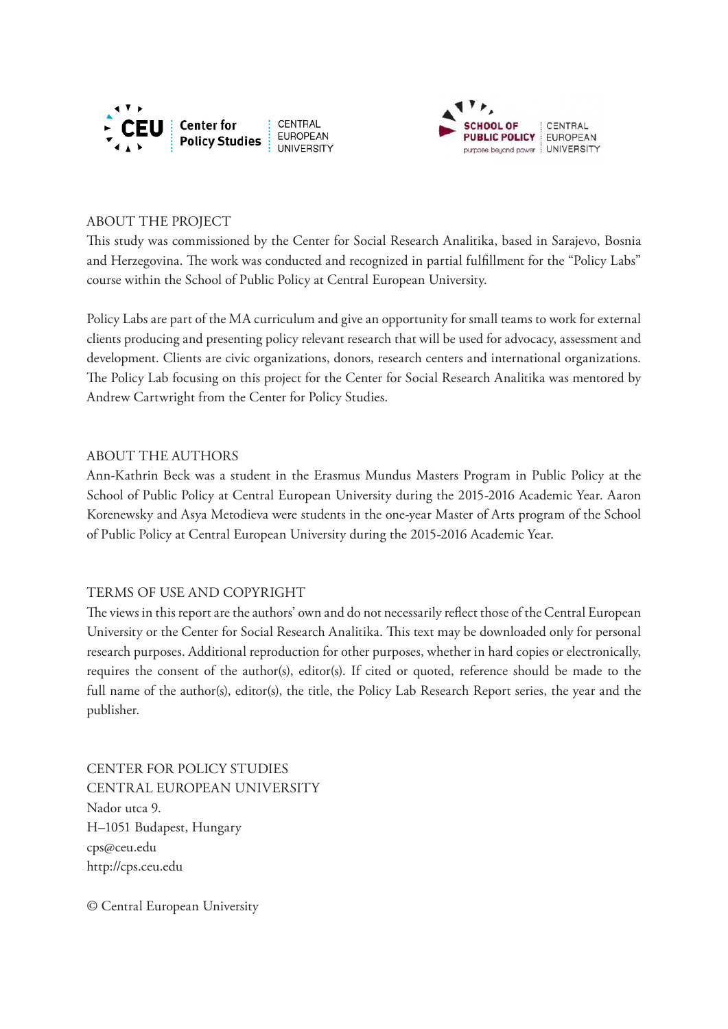## ABOUT THE PROJECT

This study was commissioned by the Center for Social Research Analitika, based in Sarajevo, Bosnia and Herzegovina. The work was conducted and recognized in partial fulfillment for the "Policy Labs" course within the School of Public Policy at Central European University.

Policy Labs are part of the MA curriculum and give an opportunity for small teams to work for external clients producing and presenting policy relevant research that will be used for advocacy, assessment and development. Clients are civic organizations, donors, research centers and international organizations. The Policy Lab focusing on this project for the Center for Social Research Analitika was mentored by Andrew Cartwright from the Center for Policy Studies.

## ABOUT THE AUTHORS

Ann-Kathrin Beck was a student in the Erasmus Mundus Masters Program in Public Policy at the School of Public Policy at Central European University during the 2015-2016 Academic Year. Aaron Korenewsky and Asya Metodieva were students in the one-year Master of Arts program of the School of Public Policy at Central European University during the 2015-2016 Academic Year.

## TERMS OF USE AND COPYRIGHT

The views in this report are the authors' own and do not necessarily reflect those of the Central European University or the Center for Social Research Analitika. This text may be downloaded only for personal research purposes. Additional reproduction for other purposes, whether in hard copies or electronically, requires the consent of the author(s), editor(s). If cited or quoted, reference should be made to the full name of the author(s), editor(s), the title, the Policy Lab Research Report series, the year and the publisher.

CENTER FOR POLICY STUDIES
CENTRAL EUROPEAN UNIVERSITY
Nador utca 9.
H–1051 Budapest, Hungary
cps@ceu.edu
http://cps.ceu.edu

© Central European University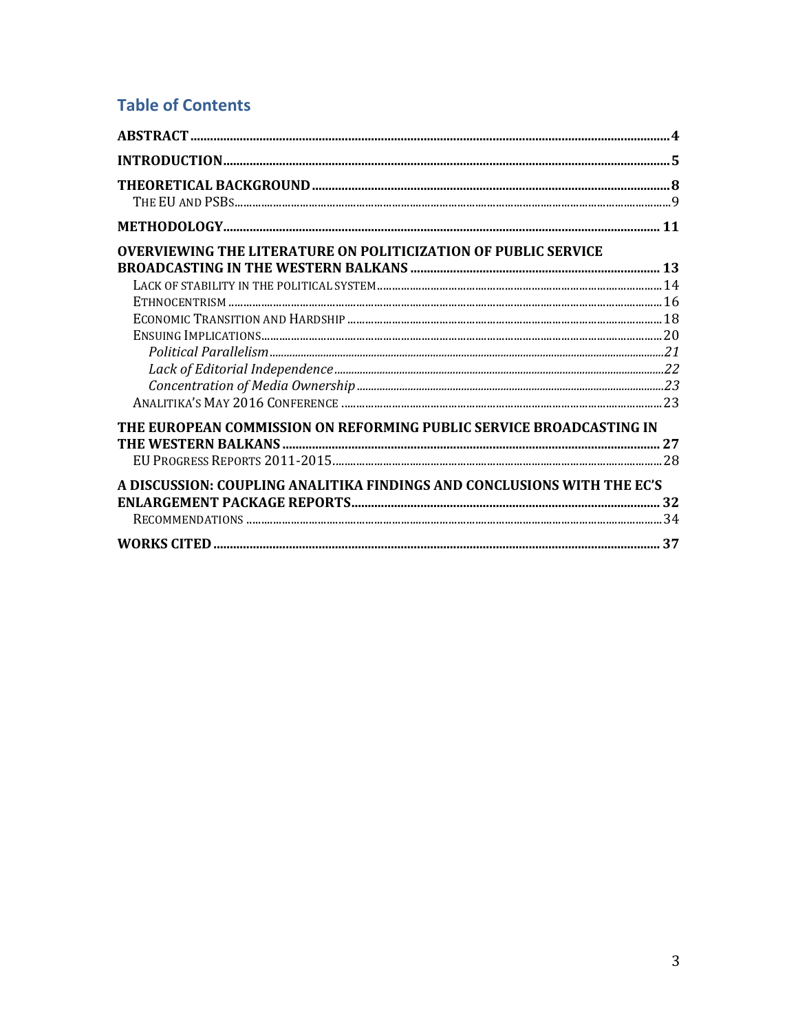## Table of Contents

**ABSTRACT** ... **4**

**INTRODUCTION** ... **5**

**THEORETICAL BACKGROUND** ... **8**

- The EU and PSBs ... 9

**METHODOLOGY** ... **11**

**OVERVIEWING THE LITERATURE ON POLITICIZATION OF PUBLIC SERVICE BROADCASTING IN THE WESTERN BALKANS** ... **13**

- Lack of stability in the political system ... 14
- Ethnocentrism ... 16
- Economic Transition and Hardship ... 18
- Ensuing Implications ... 20
  - *Political Parallelism* ... *21*
  - *Lack of Editorial Independence* ... *22*
  - *Concentration of Media Ownership* ... *23*
- Analitika's May 2016 Conference ... 23

**THE EUROPEAN COMMISSION ON REFORMING PUBLIC SERVICE BROADCASTING IN THE WESTERN BALKANS** ... **27**

- EU Progress Reports 2011-2015 ... 28

**A DISCUSSION: COUPLING ANALITIKA FINDINGS AND CONCLUSIONS WITH THE EC'S ENLARGEMENT PACKAGE REPORTS** ... **32**

- Recommendations ... 34

**WORKS CITED** ... **37**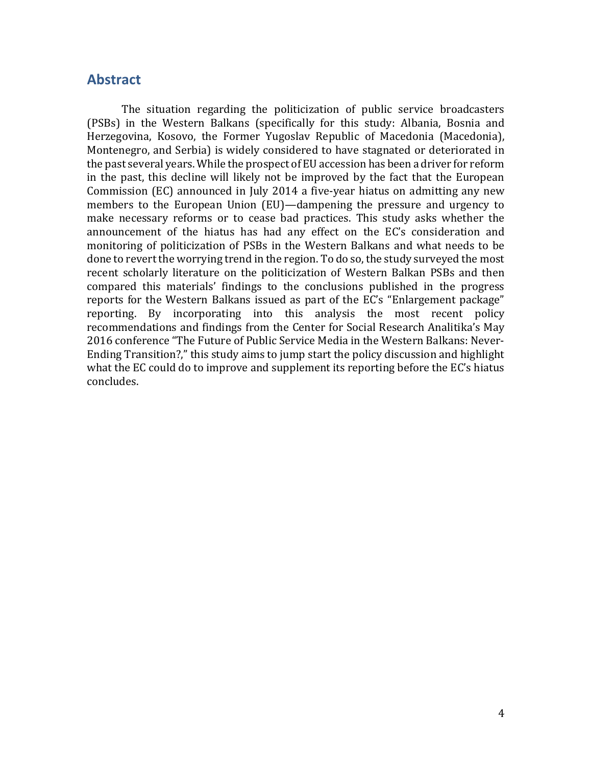## Abstract

The situation regarding the politicization of public service broadcasters (PSBs) in the Western Balkans (specifically for this study: Albania, Bosnia and Herzegovina, Kosovo, the Former Yugoslav Republic of Macedonia (Macedonia), Montenegro, and Serbia) is widely considered to have stagnated or deteriorated in the past several years. While the prospect of EU accession has been a driver for reform in the past, this decline will likely not be improved by the fact that the European Commission (EC) announced in July 2014 a five-year hiatus on admitting any new members to the European Union (EU)—dampening the pressure and urgency to make necessary reforms or to cease bad practices. This study asks whether the announcement of the hiatus has had any effect on the EC's consideration and monitoring of politicization of PSBs in the Western Balkans and what needs to be done to revert the worrying trend in the region. To do so, the study surveyed the most recent scholarly literature on the politicization of Western Balkan PSBs and then compared this materials' findings to the conclusions published in the progress reports for the Western Balkans issued as part of the EC's "Enlargement package" reporting. By incorporating into this analysis the most recent policy recommendations and findings from the Center for Social Research Analitika's May 2016 conference "The Future of Public Service Media in the Western Balkans: Never-Ending Transition?," this study aims to jump start the policy discussion and highlight what the EC could do to improve and supplement its reporting before the EC's hiatus concludes.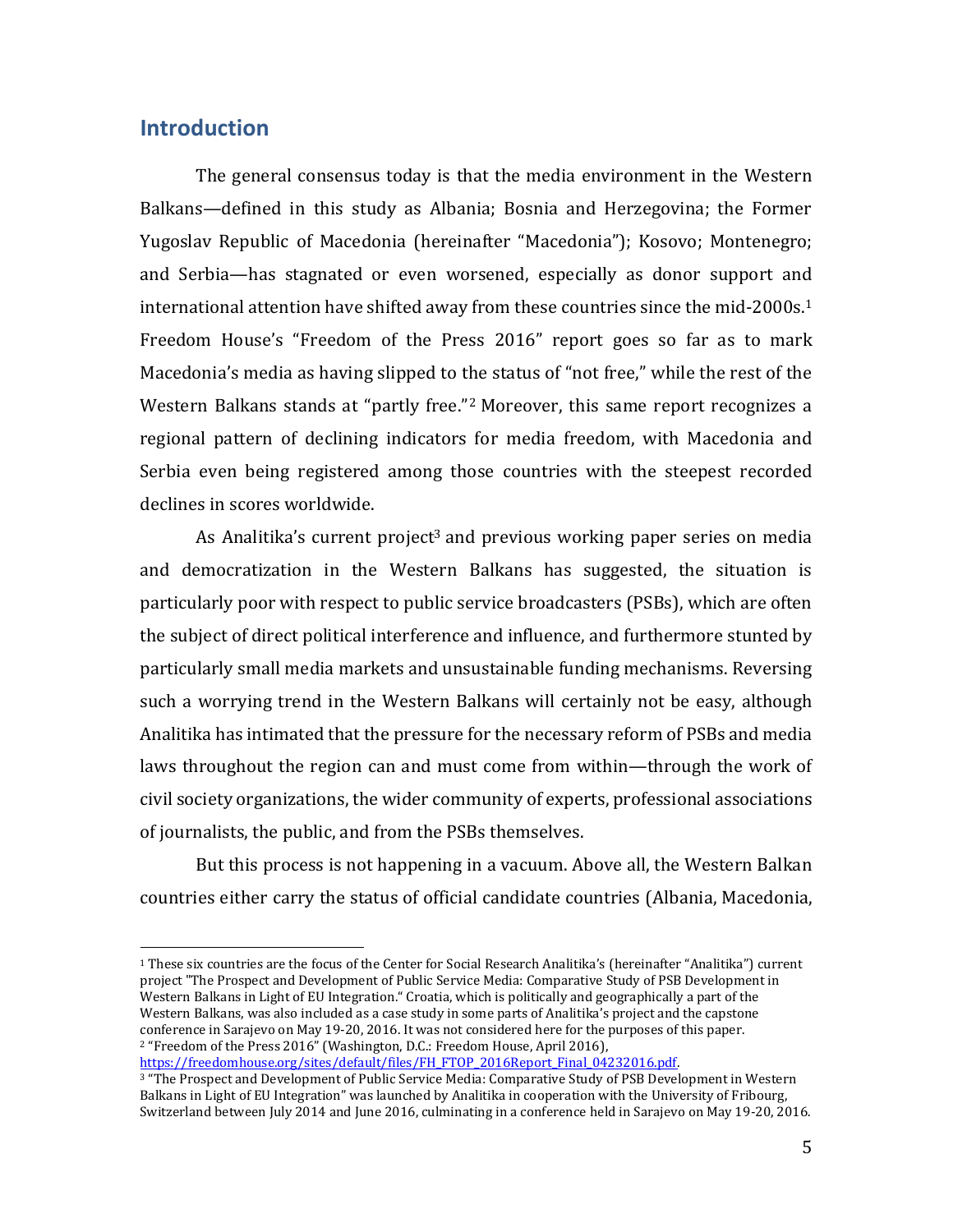## Introduction

The general consensus today is that the media environment in the Western Balkans—defined in this study as Albania; Bosnia and Herzegovina; the Former Yugoslav Republic of Macedonia (hereinafter "Macedonia"); Kosovo; Montenegro; and Serbia—has stagnated or even worsened, especially as donor support and international attention have shifted away from these countries since the mid-2000s.[1] Freedom House's "Freedom of the Press 2016" report goes so far as to mark Macedonia's media as having slipped to the status of "not free," while the rest of the Western Balkans stands at "partly free."[2] Moreover, this same report recognizes a regional pattern of declining indicators for media freedom, with Macedonia and Serbia even being registered among those countries with the steepest recorded declines in scores worldwide.

As Analitika's current project[3] and previous working paper series on media and democratization in the Western Balkans has suggested, the situation is particularly poor with respect to public service broadcasters (PSBs), which are often the subject of direct political interference and influence, and furthermore stunted by particularly small media markets and unsustainable funding mechanisms. Reversing such a worrying trend in the Western Balkans will certainly not be easy, although Analitika has intimated that the pressure for the necessary reform of PSBs and media laws throughout the region can and must come from within—through the work of civil society organizations, the wider community of experts, professional associations of journalists, the public, and from the PSBs themselves.

But this process is not happening in a vacuum. Above all, the Western Balkan countries either carry the status of official candidate countries (Albania, Macedonia,

---

[1] These six countries are the focus of the Center for Social Research Analitika's (hereinafter "Analitika") current project "The Prospect and Development of Public Service Media: Comparative Study of PSB Development in Western Balkans in Light of EU Integration." Croatia, which is politically and geographically a part of the Western Balkans, was also included as a case study in some parts of Analitika's project and the capstone conference in Sarajevo on May 19-20, 2016. It was not considered here for the purposes of this paper.

[2] "Freedom of the Press 2016" (Washington, D.C.: Freedom House, April 2016), https://freedomhouse.org/sites/default/files/FH_FTOP_2016Report_Final_04232016.pdf.

[3] "The Prospect and Development of Public Service Media: Comparative Study of PSB Development in Western Balkans in Light of EU Integration" was launched by Analitika in cooperation with the University of Fribourg, Switzerland between July 2014 and June 2016, culminating in a conference held in Sarajevo on May 19-20, 2016.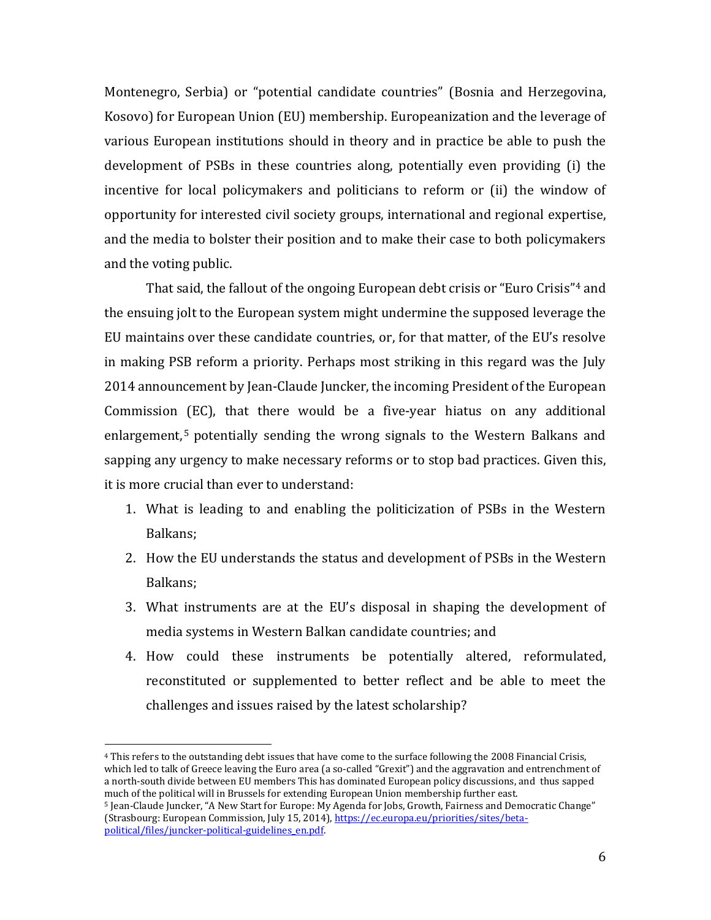Montenegro, Serbia) or "potential candidate countries" (Bosnia and Herzegovina, Kosovo) for European Union (EU) membership. Europeanization and the leverage of various European institutions should in theory and in practice be able to push the development of PSBs in these countries along, potentially even providing (i) the incentive for local policymakers and politicians to reform or (ii) the window of opportunity for interested civil society groups, international and regional expertise, and the media to bolster their position and to make their case to both policymakers and the voting public.

That said, the fallout of the ongoing European debt crisis or "Euro Crisis"[4] and the ensuing jolt to the European system might undermine the supposed leverage the EU maintains over these candidate countries, or, for that matter, of the EU's resolve in making PSB reform a priority. Perhaps most striking in this regard was the July 2014 announcement by Jean-Claude Juncker, the incoming President of the European Commission (EC), that there would be a five-year hiatus on any additional enlargement,[5] potentially sending the wrong signals to the Western Balkans and sapping any urgency to make necessary reforms or to stop bad practices. Given this, it is more crucial than ever to understand:

1. What is leading to and enabling the politicization of PSBs in the Western Balkans;
2. How the EU understands the status and development of PSBs in the Western Balkans;
3. What instruments are at the EU's disposal in shaping the development of media systems in Western Balkan candidate countries; and
4. How could these instruments be potentially altered, reformulated, reconstituted or supplemented to better reflect and be able to meet the challenges and issues raised by the latest scholarship?

---

[4] This refers to the outstanding debt issues that have come to the surface following the 2008 Financial Crisis, which led to talk of Greece leaving the Euro area (a so-called "Grexit") and the aggravation and entrenchment of a north-south divide between EU members This has dominated European policy discussions, and thus sapped much of the political will in Brussels for extending European Union membership further east.

[5] Jean-Claude Juncker, "A New Start for Europe: My Agenda for Jobs, Growth, Fairness and Democratic Change" (Strasbourg: European Commission, July 15, 2014), https://ec.europa.eu/priorities/sites/beta-political/files/juncker-political-guidelines_en.pdf.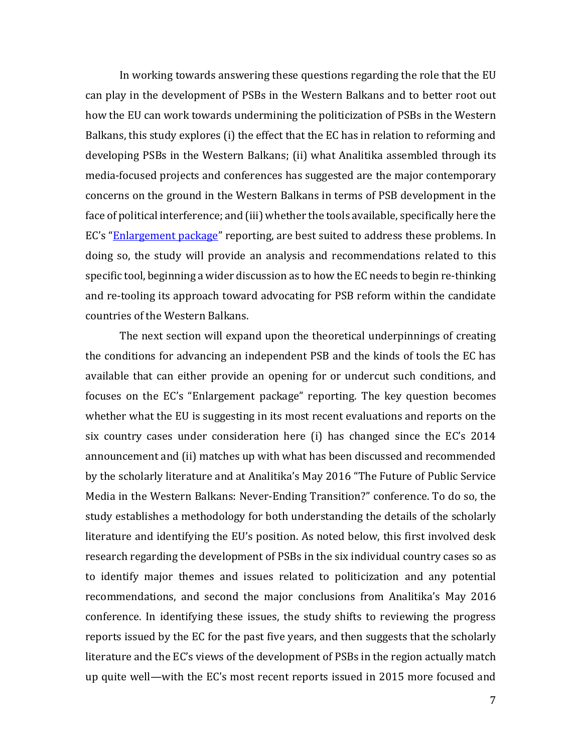In working towards answering these questions regarding the role that the EU can play in the development of PSBs in the Western Balkans and to better root out how the EU can work towards undermining the politicization of PSBs in the Western Balkans, this study explores (i) the effect that the EC has in relation to reforming and developing PSBs in the Western Balkans; (ii) what Analitika assembled through its media-focused projects and conferences has suggested are the major contemporary concerns on the ground in the Western Balkans in terms of PSB development in the face of political interference; and (iii) whether the tools available, specifically here the EC's "Enlargement package" reporting, are best suited to address these problems. In doing so, the study will provide an analysis and recommendations related to this specific tool, beginning a wider discussion as to how the EC needs to begin re-thinking and re-tooling its approach toward advocating for PSB reform within the candidate countries of the Western Balkans.

The next section will expand upon the theoretical underpinnings of creating the conditions for advancing an independent PSB and the kinds of tools the EC has available that can either provide an opening for or undercut such conditions, and focuses on the EC's "Enlargement package" reporting. The key question becomes whether what the EU is suggesting in its most recent evaluations and reports on the six country cases under consideration here (i) has changed since the EC's 2014 announcement and (ii) matches up with what has been discussed and recommended by the scholarly literature and at Analitika's May 2016 "The Future of Public Service Media in the Western Balkans: Never-Ending Transition?" conference. To do so, the study establishes a methodology for both understanding the details of the scholarly literature and identifying the EU's position. As noted below, this first involved desk research regarding the development of PSBs in the six individual country cases so as to identify major themes and issues related to politicization and any potential recommendations, and second the major conclusions from Analitika's May 2016 conference. In identifying these issues, the study shifts to reviewing the progress reports issued by the EC for the past five years, and then suggests that the scholarly literature and the EC's views of the development of PSBs in the region actually match up quite well—with the EC's most recent reports issued in 2015 more focused and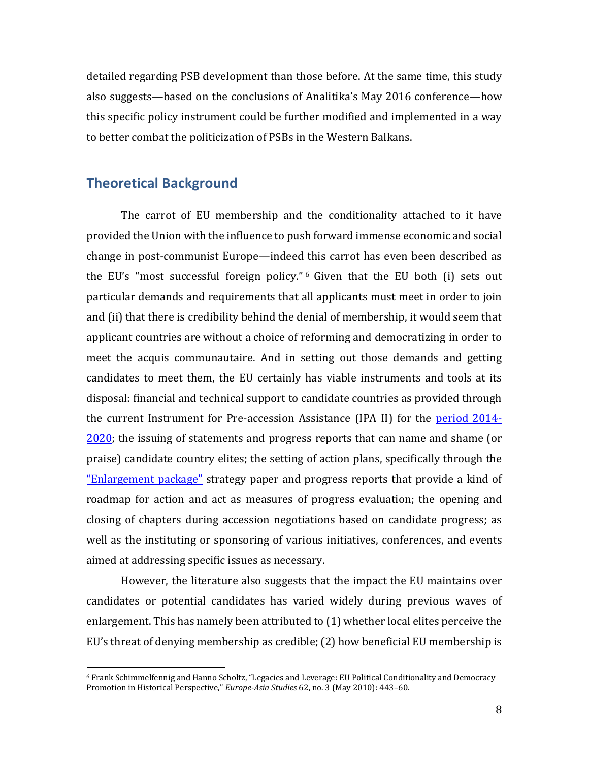detailed regarding PSB development than those before. At the same time, this study also suggests—based on the conclusions of Analitika's May 2016 conference—how this specific policy instrument could be further modified and implemented in a way to better combat the politicization of PSBs in the Western Balkans.

## Theoretical Background

The carrot of EU membership and the conditionality attached to it have provided the Union with the influence to push forward immense economic and social change in post-communist Europe—indeed this carrot has even been described as the EU's "most successful foreign policy." [6] Given that the EU both (i) sets out particular demands and requirements that all applicants must meet in order to join and (ii) that there is credibility behind the denial of membership, it would seem that applicant countries are without a choice of reforming and democratizing in order to meet the acquis communautaire. And in setting out those demands and getting candidates to meet them, the EU certainly has viable instruments and tools at its disposal: financial and technical support to candidate countries as provided through the current Instrument for Pre-accession Assistance (IPA II) for the period 2014-2020; the issuing of statements and progress reports that can name and shame (or praise) candidate country elites; the setting of action plans, specifically through the "Enlargement package" strategy paper and progress reports that provide a kind of roadmap for action and act as measures of progress evaluation; the opening and closing of chapters during accession negotiations based on candidate progress; as well as the instituting or sponsoring of various initiatives, conferences, and events aimed at addressing specific issues as necessary.

However, the literature also suggests that the impact the EU maintains over candidates or potential candidates has varied widely during previous waves of enlargement. This has namely been attributed to (1) whether local elites perceive the EU's threat of denying membership as credible; (2) how beneficial EU membership is

[6] Frank Schimmelfennig and Hanno Scholtz, "Legacies and Leverage: EU Political Conditionality and Democracy Promotion in Historical Perspective," *Europe-Asia Studies* 62, no. 3 (May 2010): 443–60.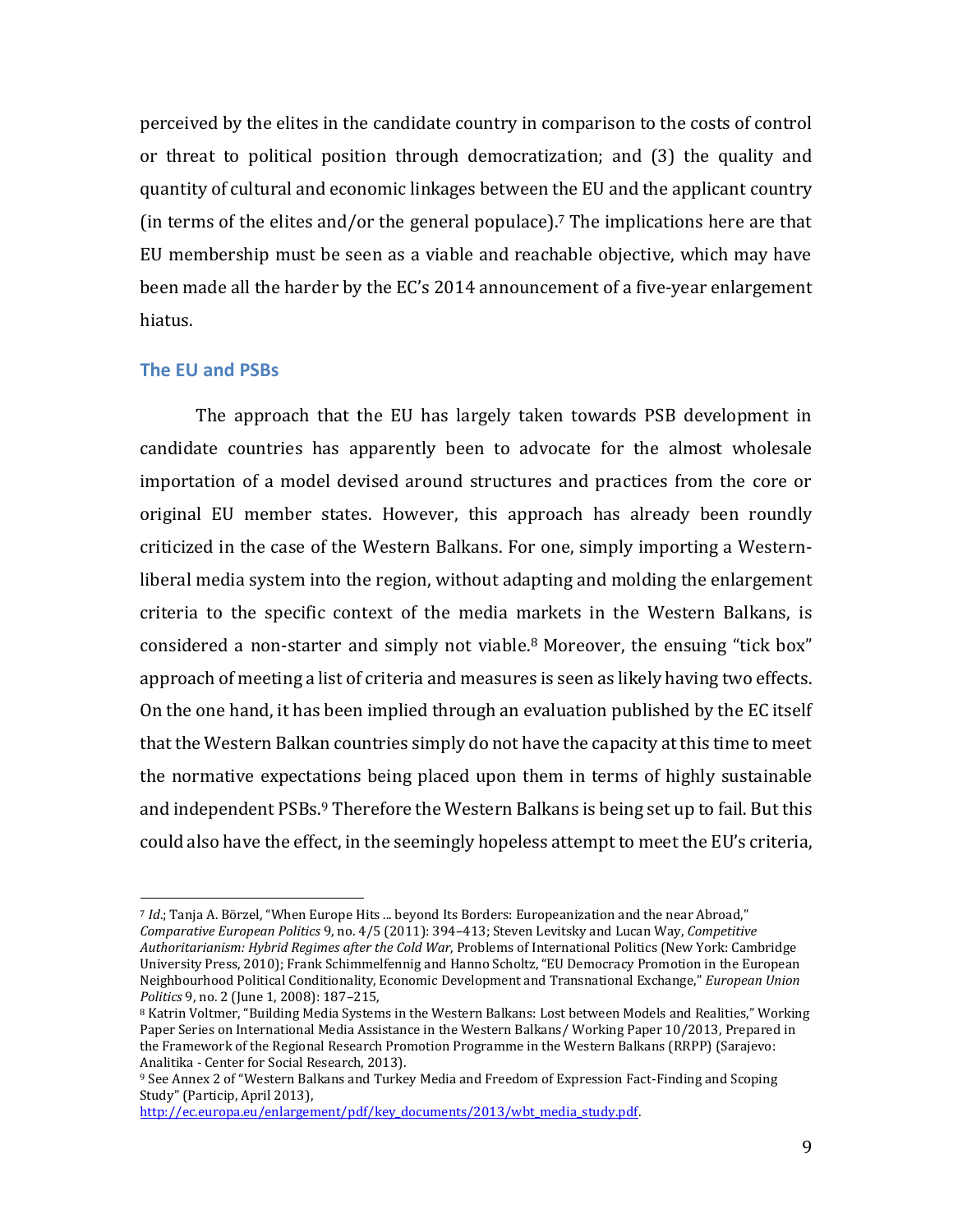perceived by the elites in the candidate country in comparison to the costs of control or threat to political position through democratization; and (3) the quality and quantity of cultural and economic linkages between the EU and the applicant country (in terms of the elites and/or the general populace).[7] The implications here are that EU membership must be seen as a viable and reachable objective, which may have been made all the harder by the EC's 2014 announcement of a five-year enlargement hiatus.

## The EU and PSBs

The approach that the EU has largely taken towards PSB development in candidate countries has apparently been to advocate for the almost wholesale importation of a model devised around structures and practices from the core or original EU member states. However, this approach has already been roundly criticized in the case of the Western Balkans. For one, simply importing a Western-liberal media system into the region, without adapting and molding the enlargement criteria to the specific context of the media markets in the Western Balkans, is considered a non-starter and simply not viable.[8] Moreover, the ensuing "tick box" approach of meeting a list of criteria and measures is seen as likely having two effects. On the one hand, it has been implied through an evaluation published by the EC itself that the Western Balkan countries simply do not have the capacity at this time to meet the normative expectations being placed upon them in terms of highly sustainable and independent PSBs.[9] Therefore the Western Balkans is being set up to fail. But this could also have the effect, in the seemingly hopeless attempt to meet the EU's criteria,

---

[7] *Id*.; Tanja A. Börzel, "When Europe Hits ... beyond Its Borders: Europeanization and the near Abroad," *Comparative European Politics* 9, no. 4/5 (2011): 394–413; Steven Levitsky and Lucan Way, *Competitive Authoritarianism: Hybrid Regimes after the Cold War*, Problems of International Politics (New York: Cambridge University Press, 2010); Frank Schimmelfennig and Hanno Scholtz, "EU Democracy Promotion in the European Neighbourhood Political Conditionality, Economic Development and Transnational Exchange," *European Union Politics* 9, no. 2 (June 1, 2008): 187–215,

[8] Katrin Voltmer, "Building Media Systems in the Western Balkans: Lost between Models and Realities," Working Paper Series on International Media Assistance in the Western Balkans/ Working Paper 10/2013, Prepared in the Framework of the Regional Research Promotion Programme in the Western Balkans (RRPP) (Sarajevo: Analitika - Center for Social Research, 2013).

[9] See Annex 2 of "Western Balkans and Turkey Media and Freedom of Expression Fact-Finding and Scoping Study" (Particip, April 2013), http://ec.europa.eu/enlargement/pdf/key_documents/2013/wbt_media_study.pdf.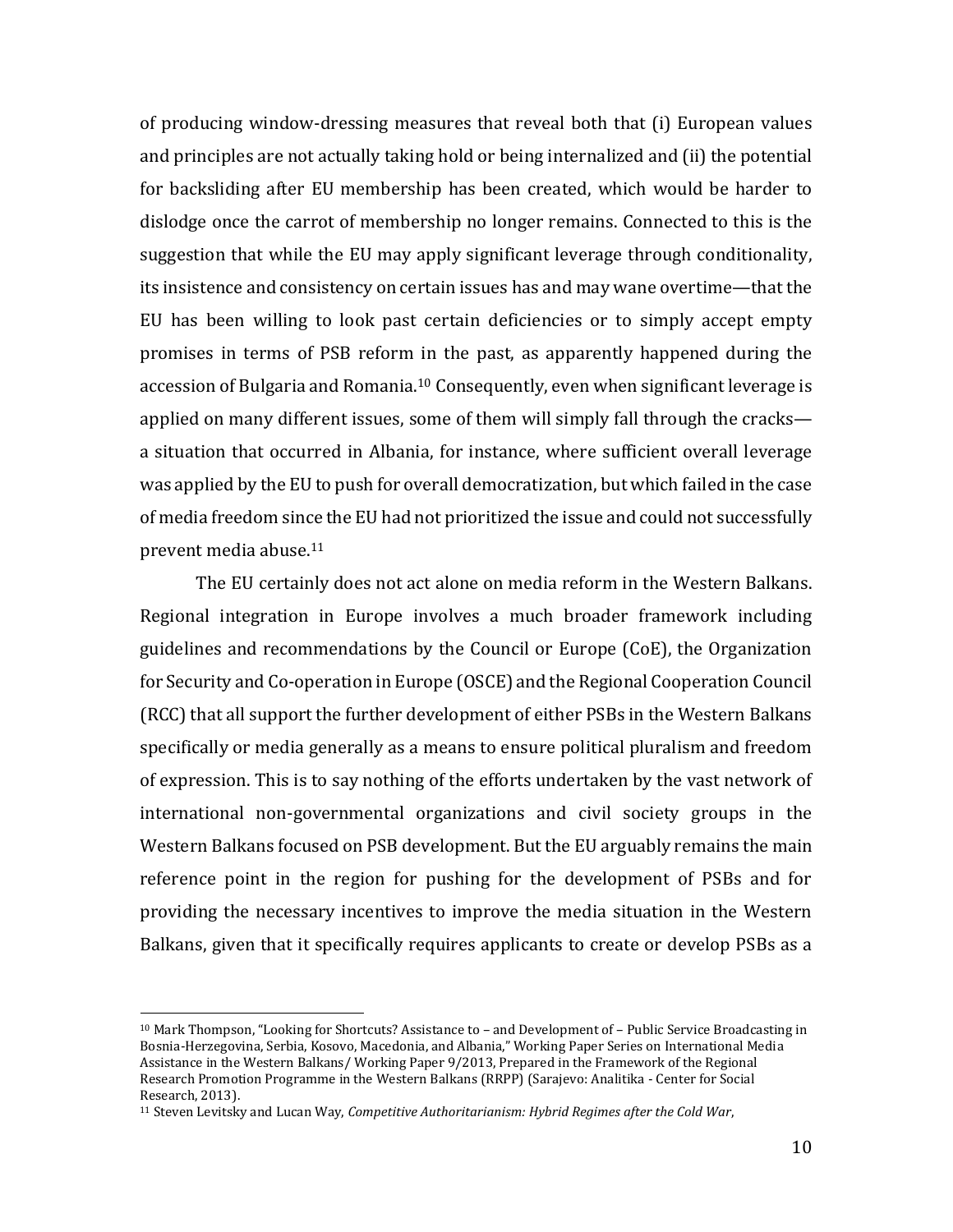of producing window-dressing measures that reveal both that (i) European values and principles are not actually taking hold or being internalized and (ii) the potential for backsliding after EU membership has been created, which would be harder to dislodge once the carrot of membership no longer remains. Connected to this is the suggestion that while the EU may apply significant leverage through conditionality, its insistence and consistency on certain issues has and may wane overtime—that the EU has been willing to look past certain deficiencies or to simply accept empty promises in terms of PSB reform in the past, as apparently happened during the accession of Bulgaria and Romania.[10] Consequently, even when significant leverage is applied on many different issues, some of them will simply fall through the cracks—a situation that occurred in Albania, for instance, where sufficient overall leverage was applied by the EU to push for overall democratization, but which failed in the case of media freedom since the EU had not prioritized the issue and could not successfully prevent media abuse.[11]

The EU certainly does not act alone on media reform in the Western Balkans. Regional integration in Europe involves a much broader framework including guidelines and recommendations by the Council or Europe (CoE), the Organization for Security and Co-operation in Europe (OSCE) and the Regional Cooperation Council (RCC) that all support the further development of either PSBs in the Western Balkans specifically or media generally as a means to ensure political pluralism and freedom of expression. This is to say nothing of the efforts undertaken by the vast network of international non-governmental organizations and civil society groups in the Western Balkans focused on PSB development. But the EU arguably remains the main reference point in the region for pushing for the development of PSBs and for providing the necessary incentives to improve the media situation in the Western Balkans, given that it specifically requires applicants to create or develop PSBs as a

[10] Mark Thompson, "Looking for Shortcuts? Assistance to – and Development of – Public Service Broadcasting in Bosnia-Herzegovina, Serbia, Kosovo, Macedonia, and Albania," Working Paper Series on International Media Assistance in the Western Balkans/ Working Paper 9/2013, Prepared in the Framework of the Regional Research Promotion Programme in the Western Balkans (RRPP) (Sarajevo: Analitika - Center for Social Research, 2013).

[11] Steven Levitsky and Lucan Way, *Competitive Authoritarianism: Hybrid Regimes after the Cold War*,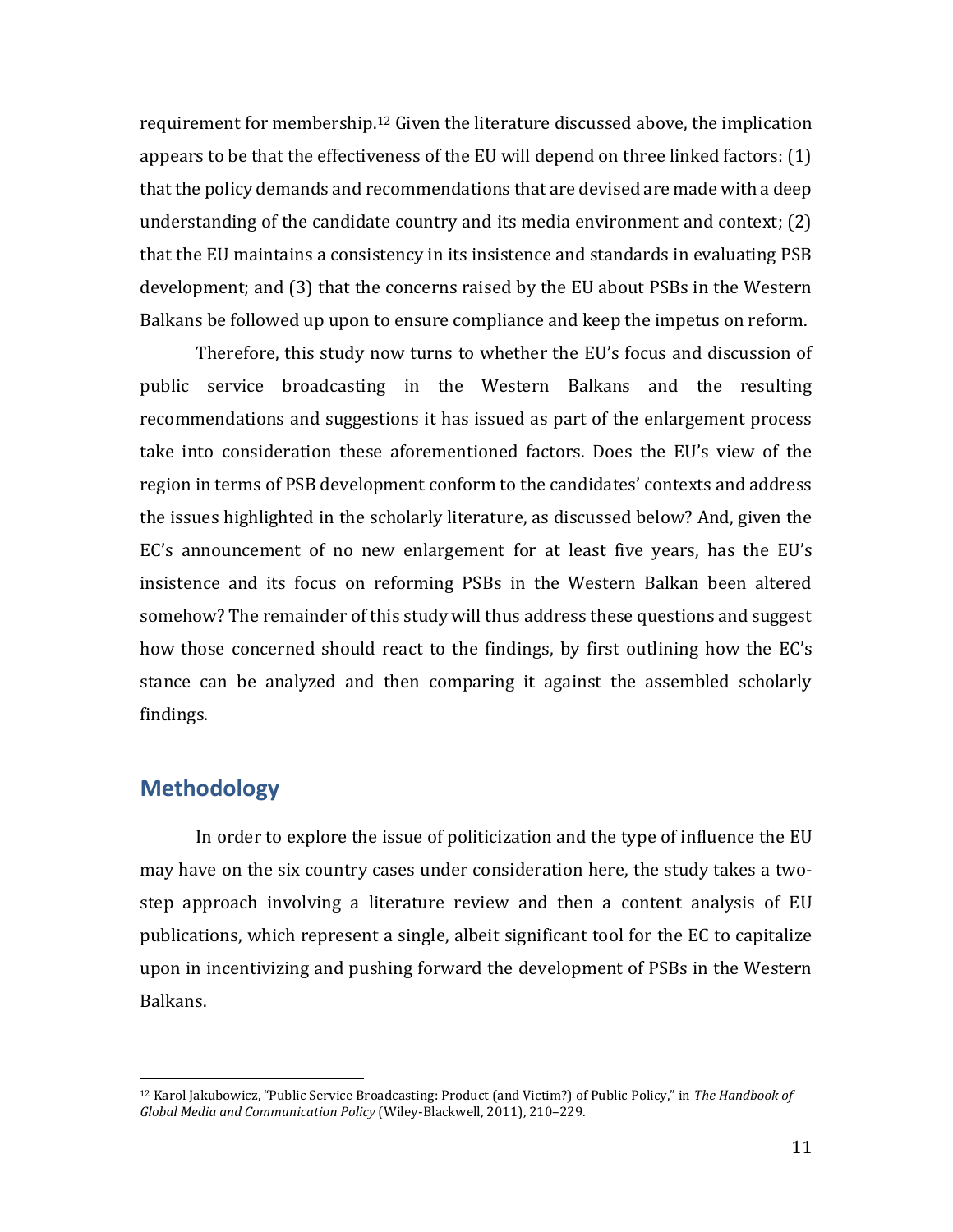requirement for membership.[12] Given the literature discussed above, the implication appears to be that the effectiveness of the EU will depend on three linked factors: (1) that the policy demands and recommendations that are devised are made with a deep understanding of the candidate country and its media environment and context; (2) that the EU maintains a consistency in its insistence and standards in evaluating PSB development; and (3) that the concerns raised by the EU about PSBs in the Western Balkans be followed up upon to ensure compliance and keep the impetus on reform.

Therefore, this study now turns to whether the EU's focus and discussion of public service broadcasting in the Western Balkans and the resulting recommendations and suggestions it has issued as part of the enlargement process take into consideration these aforementioned factors. Does the EU's view of the region in terms of PSB development conform to the candidates' contexts and address the issues highlighted in the scholarly literature, as discussed below? And, given the EC's announcement of no new enlargement for at least five years, has the EU's insistence and its focus on reforming PSBs in the Western Balkan been altered somehow? The remainder of this study will thus address these questions and suggest how those concerned should react to the findings, by first outlining how the EC's stance can be analyzed and then comparing it against the assembled scholarly findings.

## Methodology

In order to explore the issue of politicization and the type of influence the EU may have on the six country cases under consideration here, the study takes a two-step approach involving a literature review and then a content analysis of EU publications, which represent a single, albeit significant tool for the EC to capitalize upon in incentivizing and pushing forward the development of PSBs in the Western Balkans.

---

[12] Karol Jakubowicz, "Public Service Broadcasting: Product (and Victim?) of Public Policy," in *The Handbook of Global Media and Communication Policy* (Wiley-Blackwell, 2011), 210–229.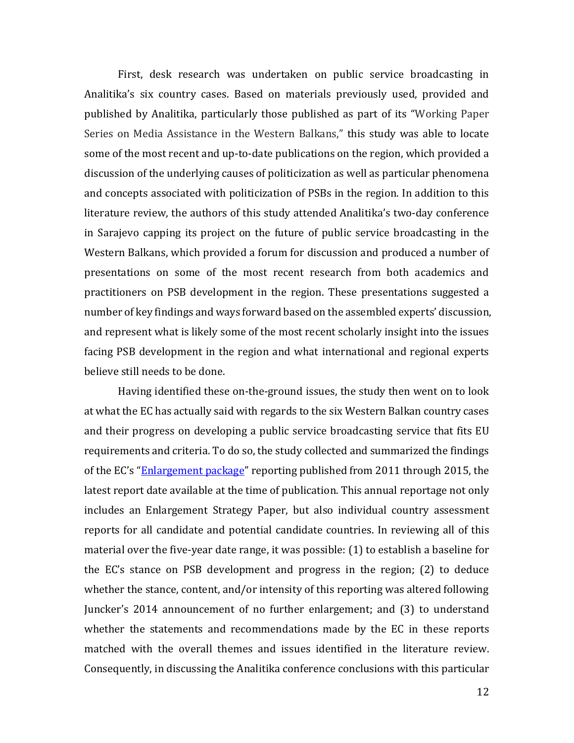First, desk research was undertaken on public service broadcasting in Analitika's six country cases. Based on materials previously used, provided and published by Analitika, particularly those published as part of its "Working Paper Series on Media Assistance in the Western Balkans," this study was able to locate some of the most recent and up-to-date publications on the region, which provided a discussion of the underlying causes of politicization as well as particular phenomena and concepts associated with politicization of PSBs in the region. In addition to this literature review, the authors of this study attended Analitika's two-day conference in Sarajevo capping its project on the future of public service broadcasting in the Western Balkans, which provided a forum for discussion and produced a number of presentations on some of the most recent research from both academics and practitioners on PSB development in the region. These presentations suggested a number of key findings and ways forward based on the assembled experts' discussion, and represent what is likely some of the most recent scholarly insight into the issues facing PSB development in the region and what international and regional experts believe still needs to be done.

Having identified these on-the-ground issues, the study then went on to look at what the EC has actually said with regards to the six Western Balkan country cases and their progress on developing a public service broadcasting service that fits EU requirements and criteria. To do so, the study collected and summarized the findings of the EC's "Enlargement package" reporting published from 2011 through 2015, the latest report date available at the time of publication. This annual reportage not only includes an Enlargement Strategy Paper, but also individual country assessment reports for all candidate and potential candidate countries. In reviewing all of this material over the five-year date range, it was possible: (1) to establish a baseline for the EC's stance on PSB development and progress in the region; (2) to deduce whether the stance, content, and/or intensity of this reporting was altered following Juncker's 2014 announcement of no further enlargement; and (3) to understand whether the statements and recommendations made by the EC in these reports matched with the overall themes and issues identified in the literature review. Consequently, in discussing the Analitika conference conclusions with this particular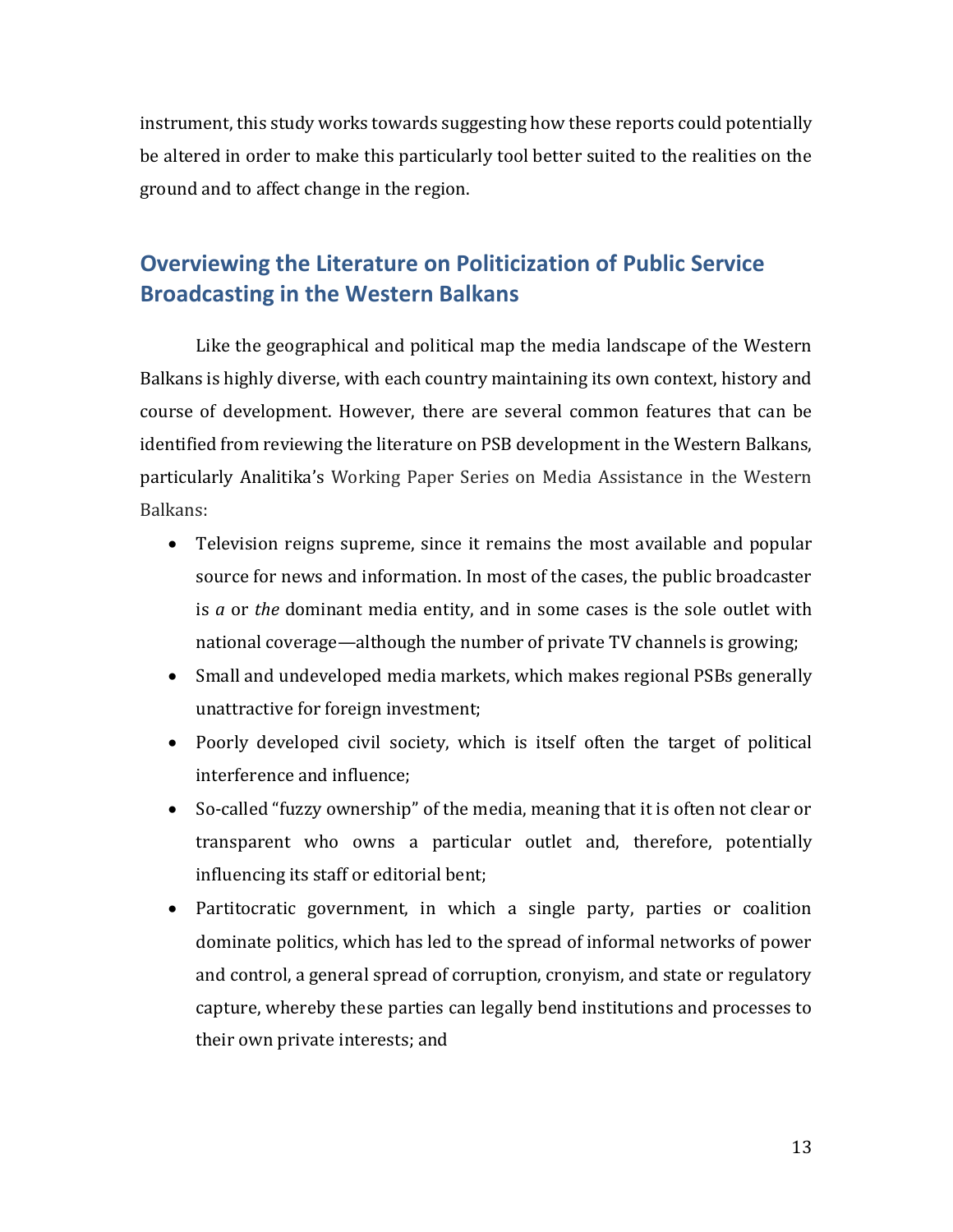instrument, this study works towards suggesting how these reports could potentially be altered in order to make this particularly tool better suited to the realities on the ground and to affect change in the region.

## Overviewing the Literature on Politicization of Public Service Broadcasting in the Western Balkans

Like the geographical and political map the media landscape of the Western Balkans is highly diverse, with each country maintaining its own context, history and course of development. However, there are several common features that can be identified from reviewing the literature on PSB development in the Western Balkans, particularly Analitika's Working Paper Series on Media Assistance in the Western Balkans:

- Television reigns supreme, since it remains the most available and popular source for news and information. In most of the cases, the public broadcaster is *a* or *the* dominant media entity, and in some cases is the sole outlet with national coverage—although the number of private TV channels is growing;
- Small and undeveloped media markets, which makes regional PSBs generally unattractive for foreign investment;
- Poorly developed civil society, which is itself often the target of political interference and influence;
- So-called "fuzzy ownership" of the media, meaning that it is often not clear or transparent who owns a particular outlet and, therefore, potentially influencing its staff or editorial bent;
- Partitocratic government, in which a single party, parties or coalition dominate politics, which has led to the spread of informal networks of power and control, a general spread of corruption, cronyism, and state or regulatory capture, whereby these parties can legally bend institutions and processes to their own private interests; and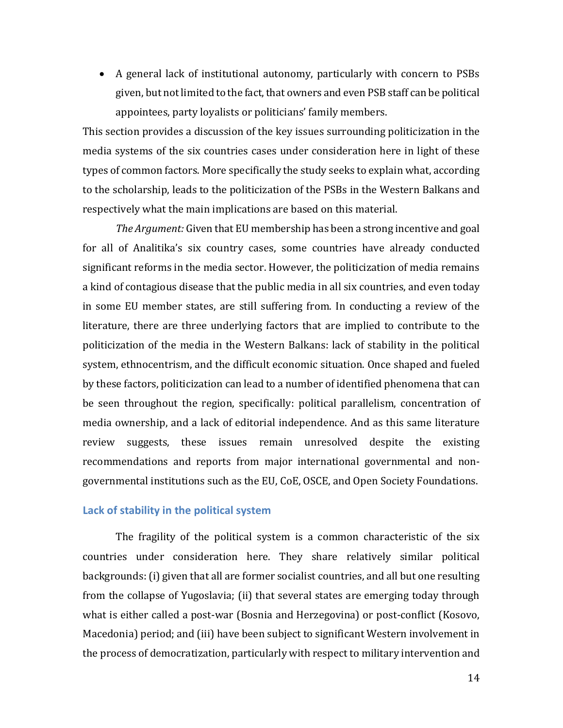- A general lack of institutional autonomy, particularly with concern to PSBs given, but not limited to the fact, that owners and even PSB staff can be political appointees, party loyalists or politicians' family members.

This section provides a discussion of the key issues surrounding politicization in the media systems of the six countries cases under consideration here in light of these types of common factors. More specifically the study seeks to explain what, according to the scholarship, leads to the politicization of the PSBs in the Western Balkans and respectively what the main implications are based on this material.

*The Argument:* Given that EU membership has been a strong incentive and goal for all of Analitika's six country cases, some countries have already conducted significant reforms in the media sector. However, the politicization of media remains a kind of contagious disease that the public media in all six countries, and even today in some EU member states, are still suffering from. In conducting a review of the literature, there are three underlying factors that are implied to contribute to the politicization of the media in the Western Balkans: lack of stability in the political system, ethnocentrism, and the difficult economic situation. Once shaped and fueled by these factors, politicization can lead to a number of identified phenomena that can be seen throughout the region, specifically: political parallelism, concentration of media ownership, and a lack of editorial independence. And as this same literature review suggests, these issues remain unresolved despite the existing recommendations and reports from major international governmental and non-governmental institutions such as the EU, CoE, OSCE, and Open Society Foundations.

## Lack of stability in the political system

The fragility of the political system is a common characteristic of the six countries under consideration here. They share relatively similar political backgrounds: (i) given that all are former socialist countries, and all but one resulting from the collapse of Yugoslavia; (ii) that several states are emerging today through what is either called a post-war (Bosnia and Herzegovina) or post-conflict (Kosovo, Macedonia) period; and (iii) have been subject to significant Western involvement in the process of democratization, particularly with respect to military intervention and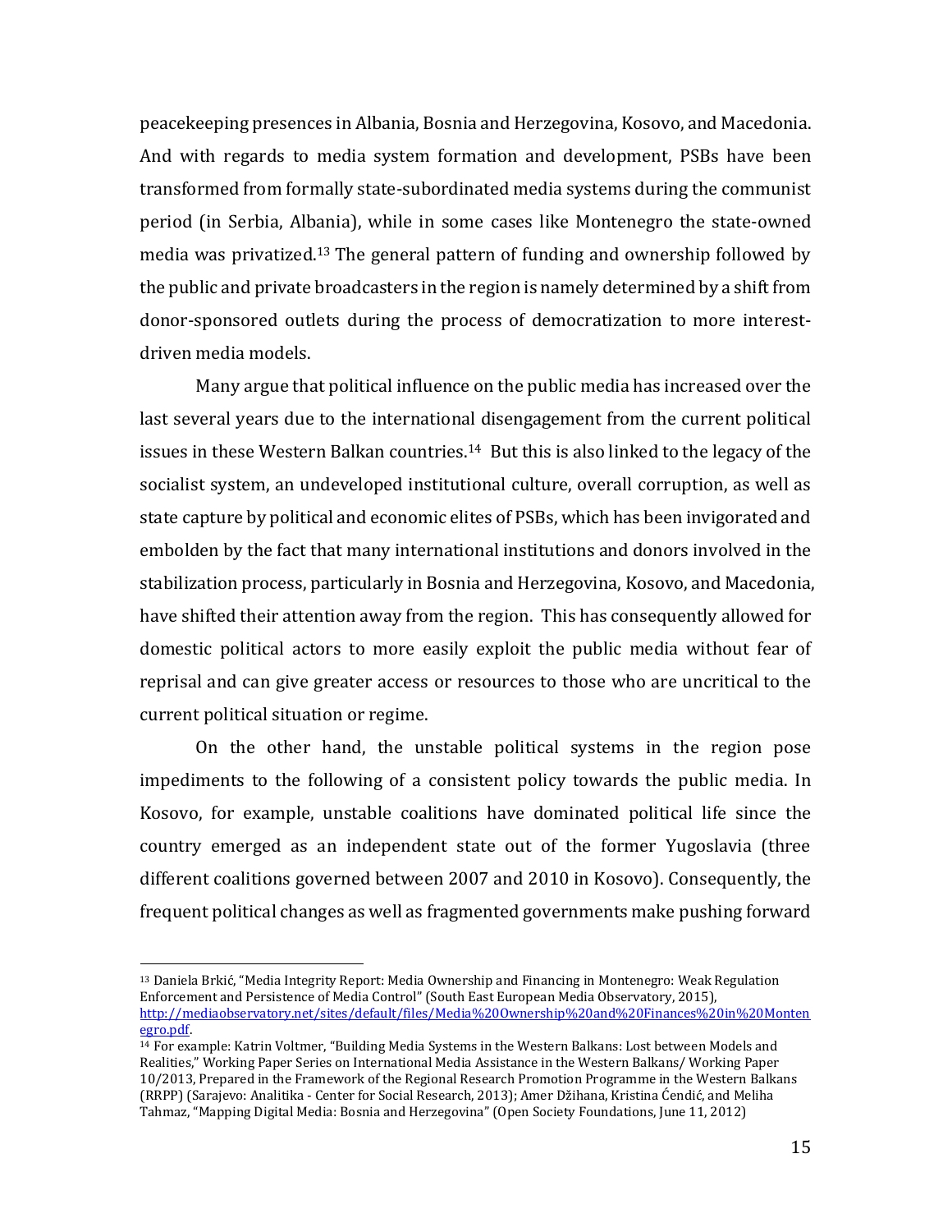peacekeeping presences in Albania, Bosnia and Herzegovina, Kosovo, and Macedonia. And with regards to media system formation and development, PSBs have been transformed from formally state-subordinated media systems during the communist period (in Serbia, Albania), while in some cases like Montenegro the state-owned media was privatized.[13] The general pattern of funding and ownership followed by the public and private broadcasters in the region is namely determined by a shift from donor-sponsored outlets during the process of democratization to more interest-driven media models.

Many argue that political influence on the public media has increased over the last several years due to the international disengagement from the current political issues in these Western Balkan countries.[14] But this is also linked to the legacy of the socialist system, an undeveloped institutional culture, overall corruption, as well as state capture by political and economic elites of PSBs, which has been invigorated and embolden by the fact that many international institutions and donors involved in the stabilization process, particularly in Bosnia and Herzegovina, Kosovo, and Macedonia, have shifted their attention away from the region. This has consequently allowed for domestic political actors to more easily exploit the public media without fear of reprisal and can give greater access or resources to those who are uncritical to the current political situation or regime.

On the other hand, the unstable political systems in the region pose impediments to the following of a consistent policy towards the public media. In Kosovo, for example, unstable coalitions have dominated political life since the country emerged as an independent state out of the former Yugoslavia (three different coalitions governed between 2007 and 2010 in Kosovo). Consequently, the frequent political changes as well as fragmented governments make pushing forward

---

[13] Daniela Brkić, "Media Integrity Report: Media Ownership and Financing in Montenegro: Weak Regulation Enforcement and Persistence of Media Control" (South East European Media Observatory, 2015), http://mediaobservatory.net/sites/default/files/Media%20Ownership%20and%20Finances%20in%20Montenegro.pdf.

[14] For example: Katrin Voltmer, "Building Media Systems in the Western Balkans: Lost between Models and Realities," Working Paper Series on International Media Assistance in the Western Balkans/ Working Paper 10/2013, Prepared in the Framework of the Regional Research Promotion Programme in the Western Balkans (RRPP) (Sarajevo: Analitika - Center for Social Research, 2013); Amer Džihana, Kristina Ćendić, and Meliha Tahmaz, "Mapping Digital Media: Bosnia and Herzegovina" (Open Society Foundations, June 11, 2012)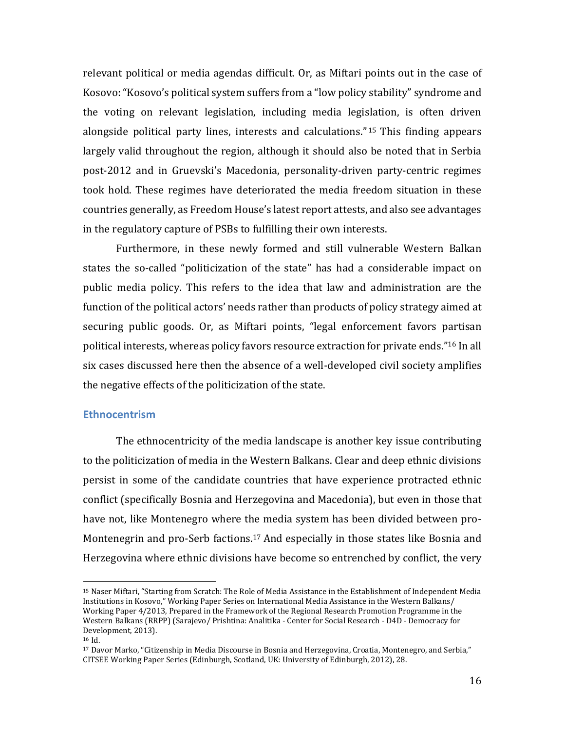relevant political or media agendas difficult. Or, as Miftari points out in the case of Kosovo: "Kosovo's political system suffers from a "low policy stability" syndrome and the voting on relevant legislation, including media legislation, is often driven alongside political party lines, interests and calculations."[15] This finding appears largely valid throughout the region, although it should also be noted that in Serbia post-2012 and in Gruevski's Macedonia, personality-driven party-centric regimes took hold. These regimes have deteriorated the media freedom situation in these countries generally, as Freedom House's latest report attests, and also see advantages in the regulatory capture of PSBs to fulfilling their own interests.

Furthermore, in these newly formed and still vulnerable Western Balkan states the so-called "politicization of the state" has had a considerable impact on public media policy. This refers to the idea that law and administration are the function of the political actors' needs rather than products of policy strategy aimed at securing public goods. Or, as Miftari points, "legal enforcement favors partisan political interests, whereas policy favors resource extraction for private ends."[16] In all six cases discussed here then the absence of a well-developed civil society amplifies the negative effects of the politicization of the state.

## Ethnocentrism

The ethnocentricity of the media landscape is another key issue contributing to the politicization of media in the Western Balkans. Clear and deep ethnic divisions persist in some of the candidate countries that have experience protracted ethnic conflict (specifically Bosnia and Herzegovina and Macedonia), but even in those that have not, like Montenegro where the media system has been divided between pro-Montenegrin and pro-Serb factions.[17] And especially in those states like Bosnia and Herzegovina where ethnic divisions have become so entrenched by conflict, the very

---

[15] Naser Miftari, "Starting from Scratch: The Role of Media Assistance in the Establishment of Independent Media Institutions in Kosovo," Working Paper Series on International Media Assistance in the Western Balkans/ Working Paper 4/2013, Prepared in the Framework of the Regional Research Promotion Programme in the Western Balkans (RRPP) (Sarajevo/ Prishtina: Analitika - Center for Social Research - D4D - Democracy for Development, 2013).

[16] Id.

[17] Davor Marko, "Citizenship in Media Discourse in Bosnia and Herzegovina, Croatia, Montenegro, and Serbia," CITSEE Working Paper Series (Edinburgh, Scotland, UK: University of Edinburgh, 2012), 28.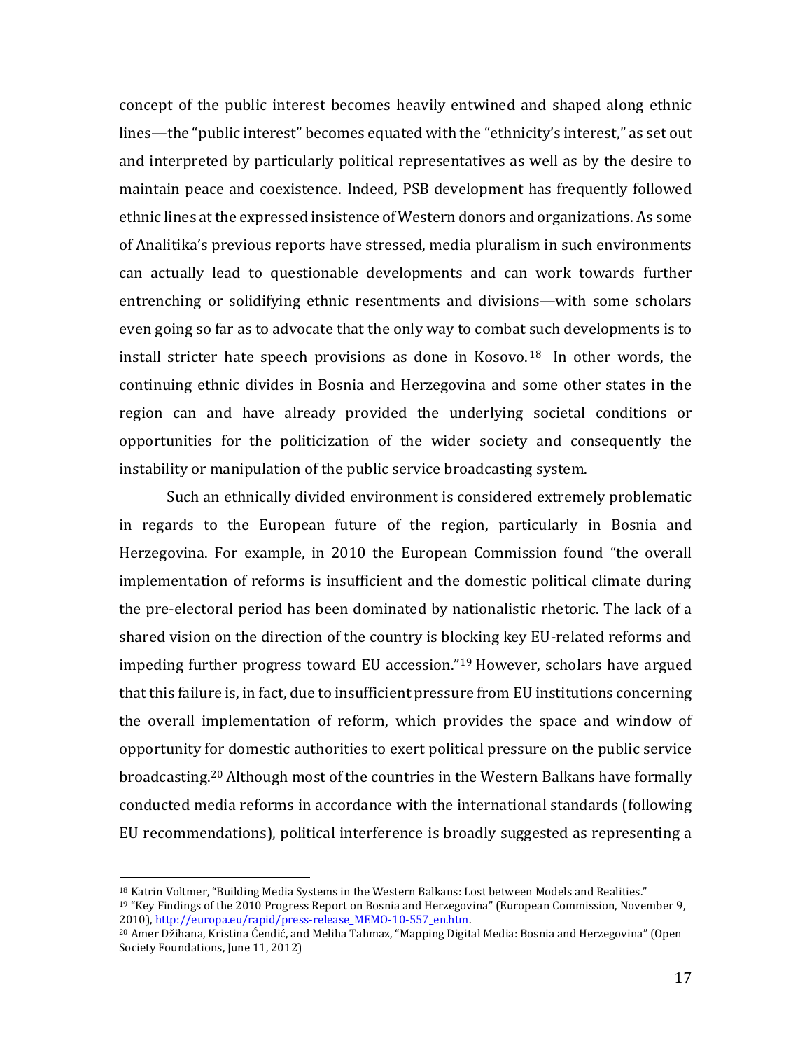concept of the public interest becomes heavily entwined and shaped along ethnic lines—the "public interest" becomes equated with the "ethnicity's interest," as set out and interpreted by particularly political representatives as well as by the desire to maintain peace and coexistence. Indeed, PSB development has frequently followed ethnic lines at the expressed insistence of Western donors and organizations. As some of Analitika's previous reports have stressed, media pluralism in such environments can actually lead to questionable developments and can work towards further entrenching or solidifying ethnic resentments and divisions—with some scholars even going so far as to advocate that the only way to combat such developments is to install stricter hate speech provisions as done in Kosovo.[18] In other words, the continuing ethnic divides in Bosnia and Herzegovina and some other states in the region can and have already provided the underlying societal conditions or opportunities for the politicization of the wider society and consequently the instability or manipulation of the public service broadcasting system.

Such an ethnically divided environment is considered extremely problematic in regards to the European future of the region, particularly in Bosnia and Herzegovina. For example, in 2010 the European Commission found "the overall implementation of reforms is insufficient and the domestic political climate during the pre-electoral period has been dominated by nationalistic rhetoric. The lack of a shared vision on the direction of the country is blocking key EU-related reforms and impeding further progress toward EU accession."[19] However, scholars have argued that this failure is, in fact, due to insufficient pressure from EU institutions concerning the overall implementation of reform, which provides the space and window of opportunity for domestic authorities to exert political pressure on the public service broadcasting.[20] Although most of the countries in the Western Balkans have formally conducted media reforms in accordance with the international standards (following EU recommendations), political interference is broadly suggested as representing a

---

[18] Katrin Voltmer, "Building Media Systems in the Western Balkans: Lost between Models and Realities."

[19] "Key Findings of the 2010 Progress Report on Bosnia and Herzegovina" (European Commission, November 9, 2010), http://europa.eu/rapid/press-release_MEMO-10-557_en.htm.

[20] Amer Džihana, Kristina Ćendić, and Meliha Tahmaz, "Mapping Digital Media: Bosnia and Herzegovina" (Open Society Foundations, June 11, 2012)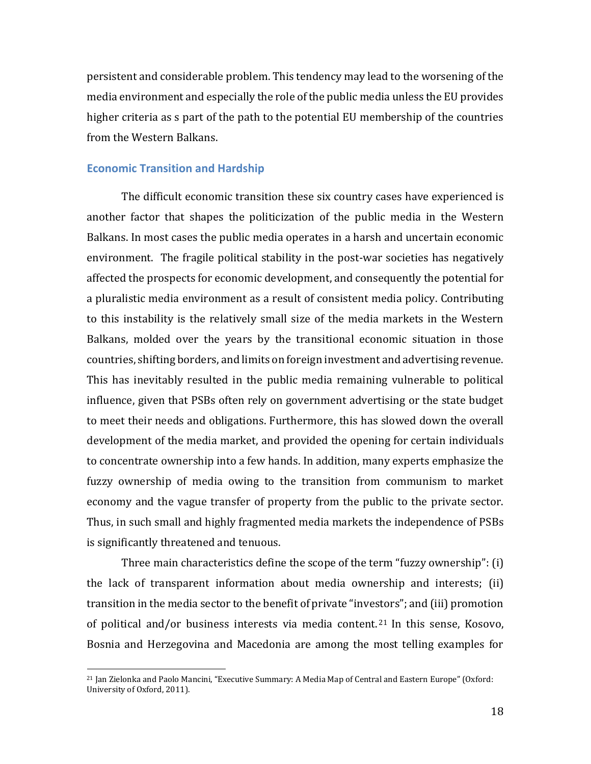persistent and considerable problem. This tendency may lead to the worsening of the media environment and especially the role of the public media unless the EU provides higher criteria as s part of the path to the potential EU membership of the countries from the Western Balkans.

## Economic Transition and Hardship

The difficult economic transition these six country cases have experienced is another factor that shapes the politicization of the public media in the Western Balkans. In most cases the public media operates in a harsh and uncertain economic environment. The fragile political stability in the post-war societies has negatively affected the prospects for economic development, and consequently the potential for a pluralistic media environment as a result of consistent media policy. Contributing to this instability is the relatively small size of the media markets in the Western Balkans, molded over the years by the transitional economic situation in those countries, shifting borders, and limits on foreign investment and advertising revenue. This has inevitably resulted in the public media remaining vulnerable to political influence, given that PSBs often rely on government advertising or the state budget to meet their needs and obligations. Furthermore, this has slowed down the overall development of the media market, and provided the opening for certain individuals to concentrate ownership into a few hands. In addition, many experts emphasize the fuzzy ownership of media owing to the transition from communism to market economy and the vague transfer of property from the public to the private sector. Thus, in such small and highly fragmented media markets the independence of PSBs is significantly threatened and tenuous.

Three main characteristics define the scope of the term "fuzzy ownership": (i) the lack of transparent information about media ownership and interests; (ii) transition in the media sector to the benefit of private "investors"; and (iii) promotion of political and/or business interests via media content.[21] In this sense, Kosovo, Bosnia and Herzegovina and Macedonia are among the most telling examples for

[21] Jan Zielonka and Paolo Mancini, "Executive Summary: A Media Map of Central and Eastern Europe" (Oxford: University of Oxford, 2011).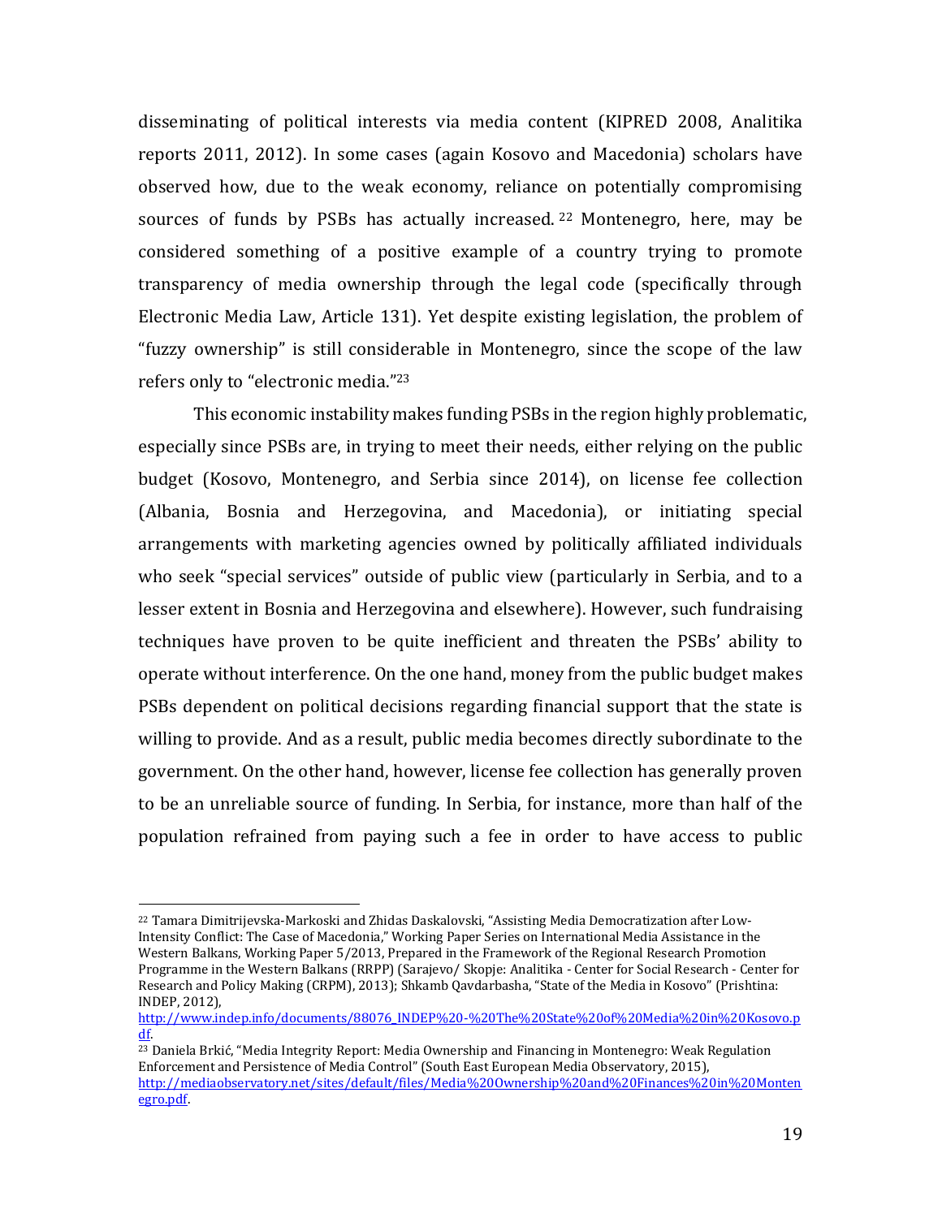disseminating of political interests via media content (KIPRED 2008, Analitika reports 2011, 2012). In some cases (again Kosovo and Macedonia) scholars have observed how, due to the weak economy, reliance on potentially compromising sources of funds by PSBs has actually increased.[22] Montenegro, here, may be considered something of a positive example of a country trying to promote transparency of media ownership through the legal code (specifically through Electronic Media Law, Article 131). Yet despite existing legislation, the problem of "fuzzy ownership" is still considerable in Montenegro, since the scope of the law refers only to "electronic media."[23]

This economic instability makes funding PSBs in the region highly problematic, especially since PSBs are, in trying to meet their needs, either relying on the public budget (Kosovo, Montenegro, and Serbia since 2014), on license fee collection (Albania, Bosnia and Herzegovina, and Macedonia), or initiating special arrangements with marketing agencies owned by politically affiliated individuals who seek "special services" outside of public view (particularly in Serbia, and to a lesser extent in Bosnia and Herzegovina and elsewhere). However, such fundraising techniques have proven to be quite inefficient and threaten the PSBs' ability to operate without interference. On the one hand, money from the public budget makes PSBs dependent on political decisions regarding financial support that the state is willing to provide. And as a result, public media becomes directly subordinate to the government. On the other hand, however, license fee collection has generally proven to be an unreliable source of funding. In Serbia, for instance, more than half of the population refrained from paying such a fee in order to have access to public

---

[22] Tamara Dimitrijevska-Markoski and Zhidas Daskalovski, "Assisting Media Democratization after Low-Intensity Conflict: The Case of Macedonia," Working Paper Series on International Media Assistance in the Western Balkans, Working Paper 5/2013, Prepared in the Framework of the Regional Research Promotion Programme in the Western Balkans (RRPP) (Sarajevo/ Skopje: Analitika - Center for Social Research - Center for Research and Policy Making (CRPM), 2013); Shkamb Qavdarbasha, "State of the Media in Kosovo" (Prishtina: INDEP, 2012), http://www.indep.info/documents/88076_INDEP%20-%20The%20State%20of%20Media%20in%20Kosovo.pdf.

[23] Daniela Brkić, "Media Integrity Report: Media Ownership and Financing in Montenegro: Weak Regulation Enforcement and Persistence of Media Control" (South East European Media Observatory, 2015), http://mediaobservatory.net/sites/default/files/Media%20Ownership%20and%20Finances%20in%20Montenegro.pdf.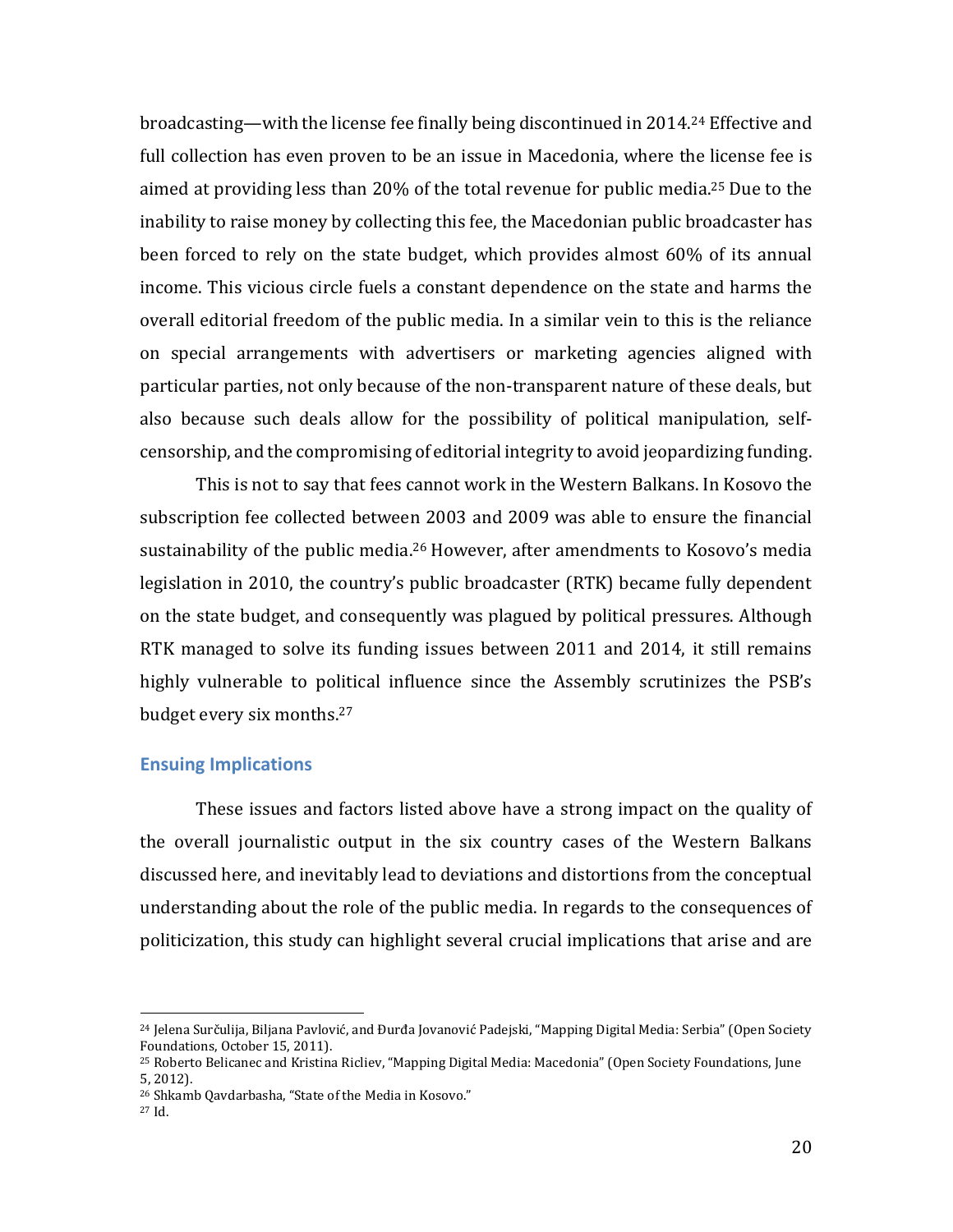broadcasting—with the license fee finally being discontinued in 2014.[24] Effective and full collection has even proven to be an issue in Macedonia, where the license fee is aimed at providing less than 20% of the total revenue for public media.[25] Due to the inability to raise money by collecting this fee, the Macedonian public broadcaster has been forced to rely on the state budget, which provides almost 60% of its annual income. This vicious circle fuels a constant dependence on the state and harms the overall editorial freedom of the public media. In a similar vein to this is the reliance on special arrangements with advertisers or marketing agencies aligned with particular parties, not only because of the non-transparent nature of these deals, but also because such deals allow for the possibility of political manipulation, self-censorship, and the compromising of editorial integrity to avoid jeopardizing funding.

This is not to say that fees cannot work in the Western Balkans. In Kosovo the subscription fee collected between 2003 and 2009 was able to ensure the financial sustainability of the public media.[26] However, after amendments to Kosovo's media legislation in 2010, the country's public broadcaster (RTK) became fully dependent on the state budget, and consequently was plagued by political pressures. Although RTK managed to solve its funding issues between 2011 and 2014, it still remains highly vulnerable to political influence since the Assembly scrutinizes the PSB's budget every six months.[27]

### Ensuing Implications

These issues and factors listed above have a strong impact on the quality of the overall journalistic output in the six country cases of the Western Balkans discussed here, and inevitably lead to deviations and distortions from the conceptual understanding about the role of the public media. In regards to the consequences of politicization, this study can highlight several crucial implications that arise and are

---

[24] Jelena Surčulija, Biljana Pavlović, and Đurđa Jovanović Padejski, "Mapping Digital Media: Serbia" (Open Society Foundations, October 15, 2011).

[25] Roberto Belicanec and Kristina Ricliev, "Mapping Digital Media: Macedonia" (Open Society Foundations, June 5, 2012).

[26] Shkamb Qavdarbasha, "State of the Media in Kosovo."

[27] Id.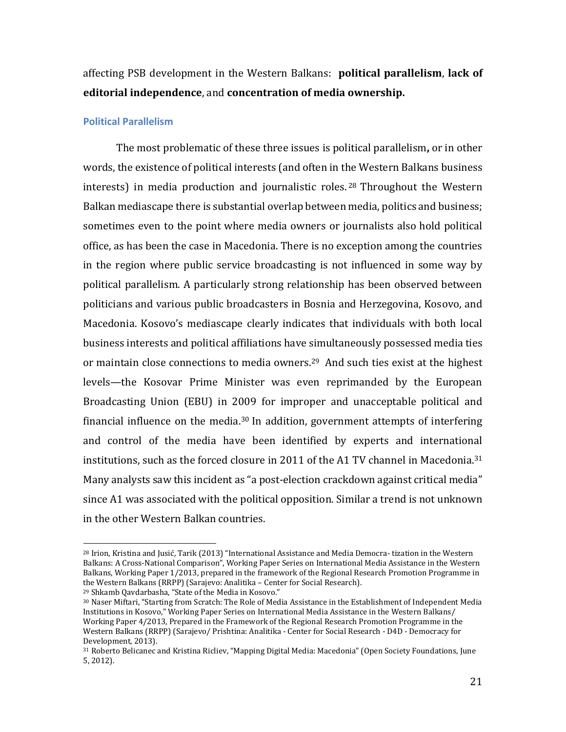affecting PSB development in the Western Balkans: **political parallelism**, **lack of editorial independence**, and **concentration of media ownership.**

### Political Parallelism

The most problematic of these three issues is political parallelism**,** or in other words, the existence of political interests (and often in the Western Balkans business interests) in media production and journalistic roles.[28] Throughout the Western Balkan mediascape there is substantial overlap between media, politics and business; sometimes even to the point where media owners or journalists also hold political office, as has been the case in Macedonia. There is no exception among the countries in the region where public service broadcasting is not influenced in some way by political parallelism. A particularly strong relationship has been observed between politicians and various public broadcasters in Bosnia and Herzegovina, Kosovo, and Macedonia. Kosovo's mediascape clearly indicates that individuals with both local business interests and political affiliations have simultaneously possessed media ties or maintain close connections to media owners.[29] And such ties exist at the highest levels—the Kosovar Prime Minister was even reprimanded by the European Broadcasting Union (EBU) in 2009 for improper and unacceptable political and financial influence on the media.[30] In addition, government attempts of interfering and control of the media have been identified by experts and international institutions, such as the forced closure in 2011 of the A1 TV channel in Macedonia.[31] Many analysts saw this incident as "a post-election crackdown against critical media" since A1 was associated with the political opposition. Similar a trend is not unknown in the other Western Balkan countries.

---

[28] Irion, Kristina and Jusić, Tarik (2013) "International Assistance and Media Democra- tization in the Western Balkans: A Cross-National Comparison", Working Paper Series on International Media Assistance in the Western Balkans, Working Paper 1/2013, prepared in the framework of the Regional Research Promotion Programme in the Western Balkans (RRPP) (Sarajevo: Analitika – Center for Social Research).

[29] Shkamb Qavdarbasha, "State of the Media in Kosovo."

[30] Naser Miftari, "Starting from Scratch: The Role of Media Assistance in the Establishment of Independent Media Institutions in Kosovo," Working Paper Series on International Media Assistance in the Western Balkans/ Working Paper 4/2013, Prepared in the Framework of the Regional Research Promotion Programme in the Western Balkans (RRPP) (Sarajevo/ Prishtina: Analitika - Center for Social Research - D4D - Democracy for Development, 2013).

[31] Roberto Belicanec and Kristina Ricliev, "Mapping Digital Media: Macedonia" (Open Society Foundations, June 5, 2012).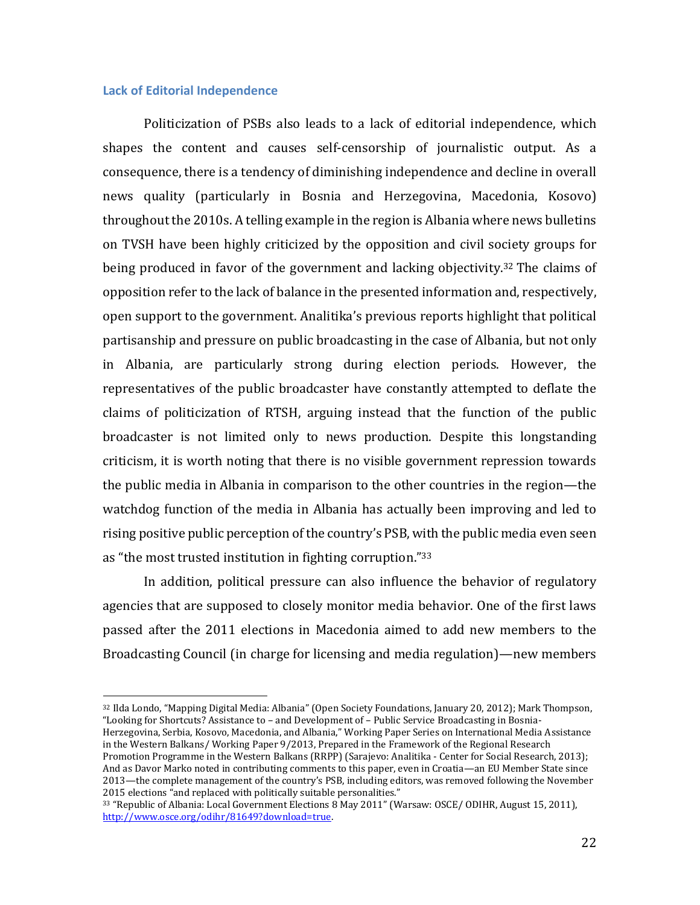### Lack of Editorial Independence

Politicization of PSBs also leads to a lack of editorial independence, which shapes the content and causes self-censorship of journalistic output. As a consequence, there is a tendency of diminishing independence and decline in overall news quality (particularly in Bosnia and Herzegovina, Macedonia, Kosovo) throughout the 2010s. A telling example in the region is Albania where news bulletins on TVSH have been highly criticized by the opposition and civil society groups for being produced in favor of the government and lacking objectivity.[32] The claims of opposition refer to the lack of balance in the presented information and, respectively, open support to the government. Analitika's previous reports highlight that political partisanship and pressure on public broadcasting in the case of Albania, but not only in Albania, are particularly strong during election periods. However, the representatives of the public broadcaster have constantly attempted to deflate the claims of politicization of RTSH, arguing instead that the function of the public broadcaster is not limited only to news production. Despite this longstanding criticism, it is worth noting that there is no visible government repression towards the public media in Albania in comparison to the other countries in the region—the watchdog function of the media in Albania has actually been improving and led to rising positive public perception of the country's PSB, with the public media even seen as "the most trusted institution in fighting corruption."[33]

In addition, political pressure can also influence the behavior of regulatory agencies that are supposed to closely monitor media behavior. One of the first laws passed after the 2011 elections in Macedonia aimed to add new members to the Broadcasting Council (in charge for licensing and media regulation)—new members

---

[32] Ilda Londo, "Mapping Digital Media: Albania" (Open Society Foundations, January 20, 2012); Mark Thompson, "Looking for Shortcuts? Assistance to – and Development of – Public Service Broadcasting in Bosnia-Herzegovina, Serbia, Kosovo, Macedonia, and Albania," Working Paper Series on International Media Assistance in the Western Balkans/ Working Paper 9/2013, Prepared in the Framework of the Regional Research Promotion Programme in the Western Balkans (RRPP) (Sarajevo: Analitika - Center for Social Research, 2013); And as Davor Marko noted in contributing comments to this paper, even in Croatia—an EU Member State since 2013—the complete management of the country's PSB, including editors, was removed following the November 2015 elections "and replaced with politically suitable personalities."

[33] "Republic of Albania: Local Government Elections 8 May 2011" (Warsaw: OSCE/ ODIHR, August 15, 2011), http://www.osce.org/odihr/81649?download=true.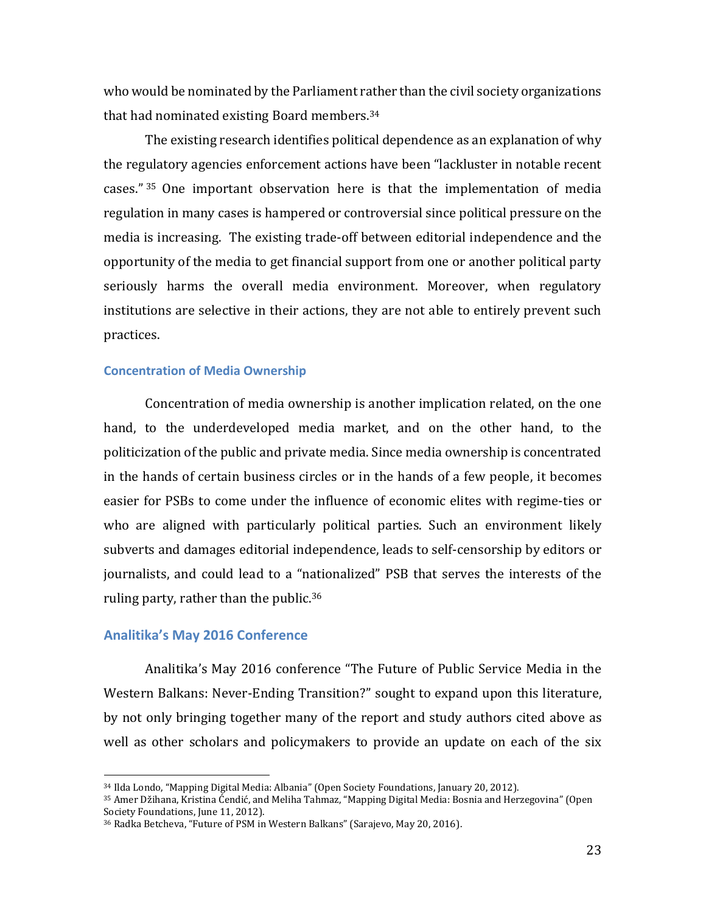who would be nominated by the Parliament rather than the civil society organizations that had nominated existing Board members.[34]

The existing research identifies political dependence as an explanation of why the regulatory agencies enforcement actions have been "lackluster in notable recent cases." [35] One important observation here is that the implementation of media regulation in many cases is hampered or controversial since political pressure on the media is increasing. The existing trade-off between editorial independence and the opportunity of the media to get financial support from one or another political party seriously harms the overall media environment. Moreover, when regulatory institutions are selective in their actions, they are not able to entirely prevent such practices.

### Concentration of Media Ownership

Concentration of media ownership is another implication related, on the one hand, to the underdeveloped media market, and on the other hand, to the politicization of the public and private media. Since media ownership is concentrated in the hands of certain business circles or in the hands of a few people, it becomes easier for PSBs to come under the influence of economic elites with regime-ties or who are aligned with particularly political parties. Such an environment likely subverts and damages editorial independence, leads to self-censorship by editors or journalists, and could lead to a "nationalized" PSB that serves the interests of the ruling party, rather than the public.[36]

### Analitika's May 2016 Conference

Analitika's May 2016 conference "The Future of Public Service Media in the Western Balkans: Never-Ending Transition?" sought to expand upon this literature, by not only bringing together many of the report and study authors cited above as well as other scholars and policymakers to provide an update on each of the six

---

[34] Ilda Londo, "Mapping Digital Media: Albania" (Open Society Foundations, January 20, 2012).

[35] Amer Džihana, Kristina Ćendić, and Meliha Tahmaz, "Mapping Digital Media: Bosnia and Herzegovina" (Open Society Foundations, June 11, 2012).

[36] Radka Betcheva, "Future of PSM in Western Balkans" (Sarajevo, May 20, 2016).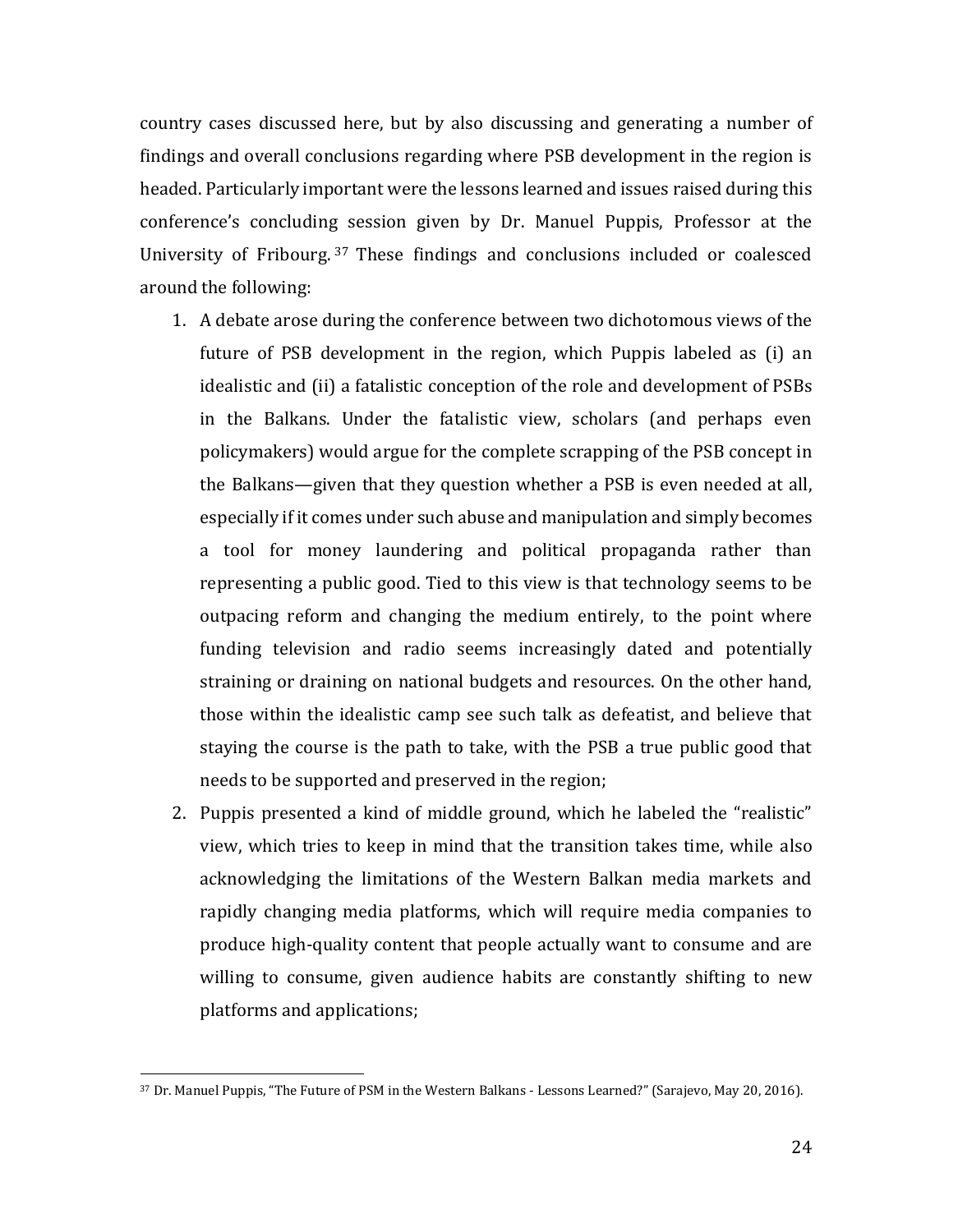country cases discussed here, but by also discussing and generating a number of findings and overall conclusions regarding where PSB development in the region is headed. Particularly important were the lessons learned and issues raised during this conference's concluding session given by Dr. Manuel Puppis, Professor at the University of Fribourg.[37] These findings and conclusions included or coalesced around the following:

1. A debate arose during the conference between two dichotomous views of the future of PSB development in the region, which Puppis labeled as (i) an idealistic and (ii) a fatalistic conception of the role and development of PSBs in the Balkans. Under the fatalistic view, scholars (and perhaps even policymakers) would argue for the complete scrapping of the PSB concept in the Balkans—given that they question whether a PSB is even needed at all, especially if it comes under such abuse and manipulation and simply becomes a tool for money laundering and political propaganda rather than representing a public good. Tied to this view is that technology seems to be outpacing reform and changing the medium entirely, to the point where funding television and radio seems increasingly dated and potentially straining or draining on national budgets and resources. On the other hand, those within the idealistic camp see such talk as defeatist, and believe that staying the course is the path to take, with the PSB a true public good that needs to be supported and preserved in the region;
2. Puppis presented a kind of middle ground, which he labeled the "realistic" view, which tries to keep in mind that the transition takes time, while also acknowledging the limitations of the Western Balkan media markets and rapidly changing media platforms, which will require media companies to produce high-quality content that people actually want to consume and are willing to consume, given audience habits are constantly shifting to new platforms and applications;

[37] Dr. Manuel Puppis, "The Future of PSM in the Western Balkans - Lessons Learned?" (Sarajevo, May 20, 2016).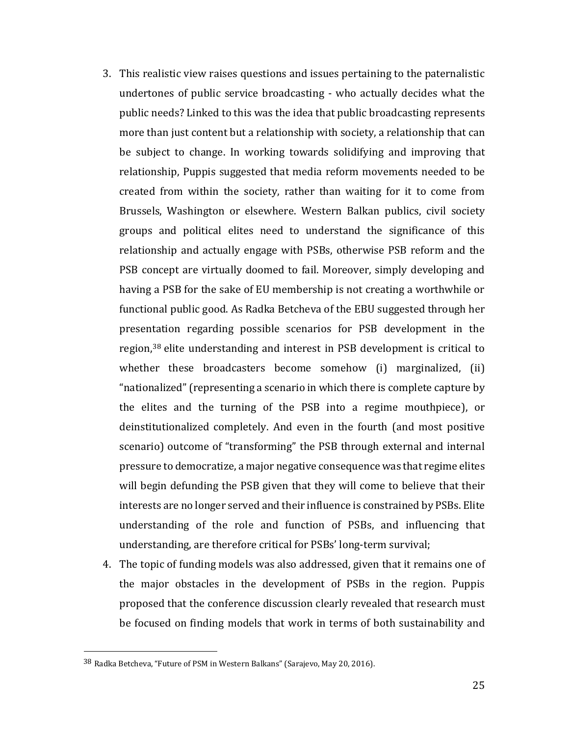3. This realistic view raises questions and issues pertaining to the paternalistic undertones of public service broadcasting - who actually decides what the public needs? Linked to this was the idea that public broadcasting represents more than just content but a relationship with society, a relationship that can be subject to change. In working towards solidifying and improving that relationship, Puppis suggested that media reform movements needed to be created from within the society, rather than waiting for it to come from Brussels, Washington or elsewhere. Western Balkan publics, civil society groups and political elites need to understand the significance of this relationship and actually engage with PSBs, otherwise PSB reform and the PSB concept are virtually doomed to fail. Moreover, simply developing and having a PSB for the sake of EU membership is not creating a worthwhile or functional public good. As Radka Betcheva of the EBU suggested through her presentation regarding possible scenarios for PSB development in the region,[38] elite understanding and interest in PSB development is critical to whether these broadcasters become somehow (i) marginalized, (ii) "nationalized" (representing a scenario in which there is complete capture by the elites and the turning of the PSB into a regime mouthpiece), or deinstitutionalized completely. And even in the fourth (and most positive scenario) outcome of "transforming" the PSB through external and internal pressure to democratize, a major negative consequence was that regime elites will begin defunding the PSB given that they will come to believe that their interests are no longer served and their influence is constrained by PSBs. Elite understanding of the role and function of PSBs, and influencing that understanding, are therefore critical for PSBs' long-term survival;
4. The topic of funding models was also addressed, given that it remains one of the major obstacles in the development of PSBs in the region. Puppis proposed that the conference discussion clearly revealed that research must be focused on finding models that work in terms of both sustainability and

---

[38] Radka Betcheva, "Future of PSM in Western Balkans" (Sarajevo, May 20, 2016).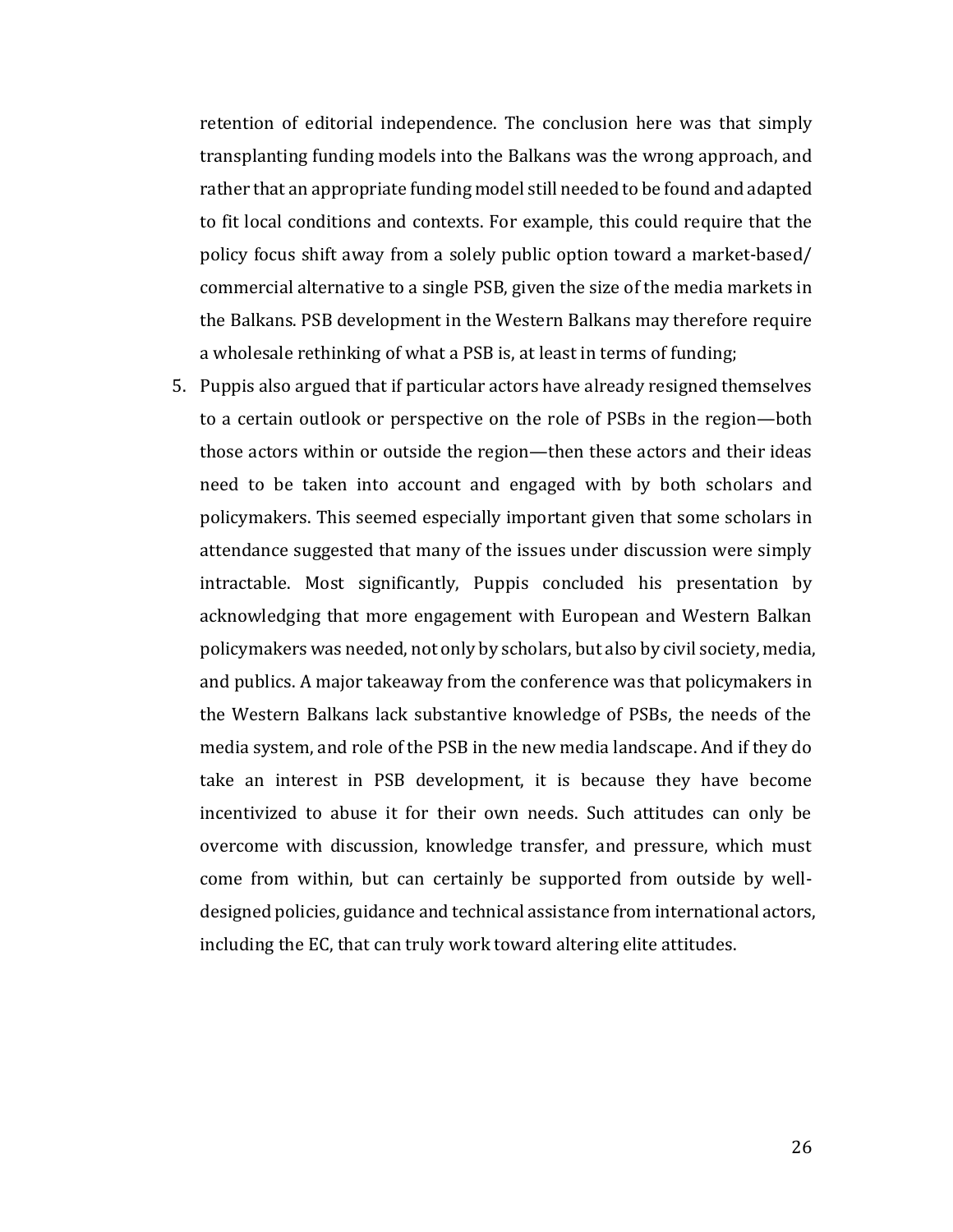retention of editorial independence. The conclusion here was that simply transplanting funding models into the Balkans was the wrong approach, and rather that an appropriate funding model still needed to be found and adapted to fit local conditions and contexts. For example, this could require that the policy focus shift away from a solely public option toward a market-based/ commercial alternative to a single PSB, given the size of the media markets in the Balkans. PSB development in the Western Balkans may therefore require a wholesale rethinking of what a PSB is, at least in terms of funding;

5. Puppis also argued that if particular actors have already resigned themselves to a certain outlook or perspective on the role of PSBs in the region—both those actors within or outside the region—then these actors and their ideas need to be taken into account and engaged with by both scholars and policymakers. This seemed especially important given that some scholars in attendance suggested that many of the issues under discussion were simply intractable. Most significantly, Puppis concluded his presentation by acknowledging that more engagement with European and Western Balkan policymakers was needed, not only by scholars, but also by civil society, media, and publics. A major takeaway from the conference was that policymakers in the Western Balkans lack substantive knowledge of PSBs, the needs of the media system, and role of the PSB in the new media landscape. And if they do take an interest in PSB development, it is because they have become incentivized to abuse it for their own needs. Such attitudes can only be overcome with discussion, knowledge transfer, and pressure, which must come from within, but can certainly be supported from outside by well-designed policies, guidance and technical assistance from international actors, including the EC, that can truly work toward altering elite attitudes.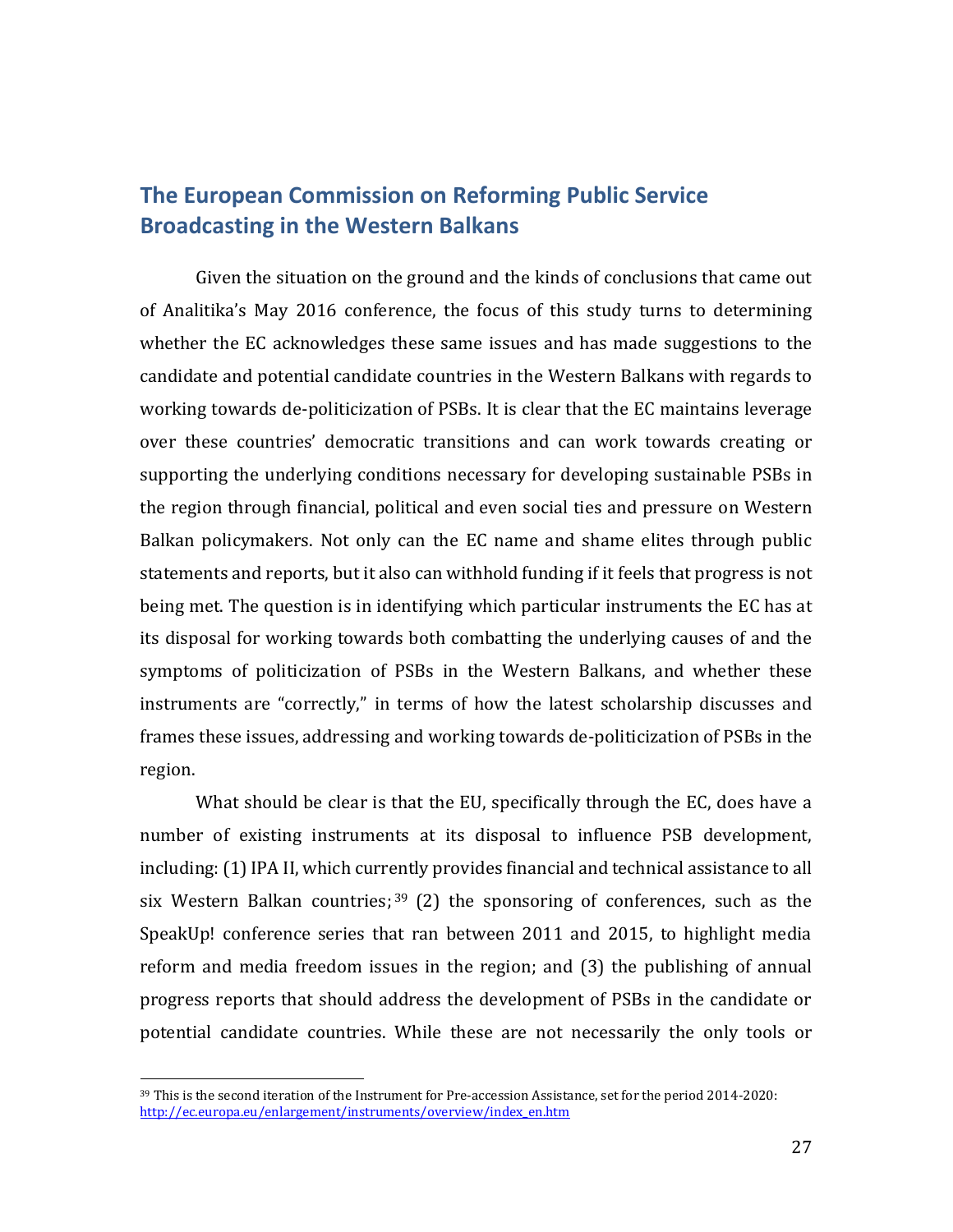## The European Commission on Reforming Public Service Broadcasting in the Western Balkans

Given the situation on the ground and the kinds of conclusions that came out of Analitika's May 2016 conference, the focus of this study turns to determining whether the EC acknowledges these same issues and has made suggestions to the candidate and potential candidate countries in the Western Balkans with regards to working towards de-politicization of PSBs. It is clear that the EC maintains leverage over these countries' democratic transitions and can work towards creating or supporting the underlying conditions necessary for developing sustainable PSBs in the region through financial, political and even social ties and pressure on Western Balkan policymakers. Not only can the EC name and shame elites through public statements and reports, but it also can withhold funding if it feels that progress is not being met. The question is in identifying which particular instruments the EC has at its disposal for working towards both combatting the underlying causes of and the symptoms of politicization of PSBs in the Western Balkans, and whether these instruments are "correctly," in terms of how the latest scholarship discusses and frames these issues, addressing and working towards de-politicization of PSBs in the region.

What should be clear is that the EU, specifically through the EC, does have a number of existing instruments at its disposal to influence PSB development, including: (1) IPA II, which currently provides financial and technical assistance to all six Western Balkan countries;[39] (2) the sponsoring of conferences, such as the SpeakUp! conference series that ran between 2011 and 2015, to highlight media reform and media freedom issues in the region; and (3) the publishing of annual progress reports that should address the development of PSBs in the candidate or potential candidate countries. While these are not necessarily the only tools or

[39] This is the second iteration of the Instrument for Pre-accession Assistance, set for the period 2014-2020: http://ec.europa.eu/enlargement/instruments/overview/index_en.htm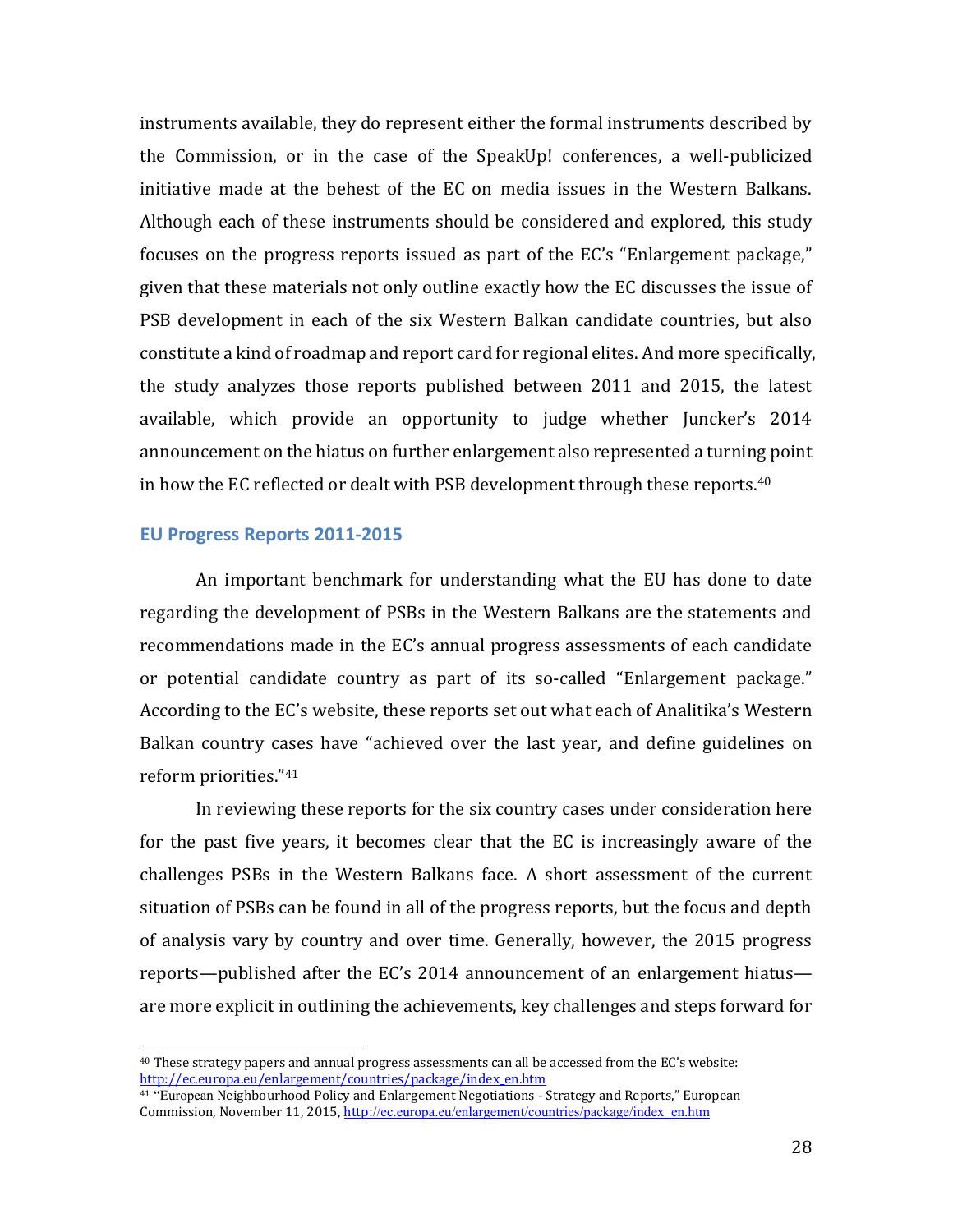instruments available, they do represent either the formal instruments described by the Commission, or in the case of the SpeakUp! conferences, a well-publicized initiative made at the behest of the EC on media issues in the Western Balkans. Although each of these instruments should be considered and explored, this study focuses on the progress reports issued as part of the EC's "Enlargement package," given that these materials not only outline exactly how the EC discusses the issue of PSB development in each of the six Western Balkan candidate countries, but also constitute a kind of roadmap and report card for regional elites. And more specifically, the study analyzes those reports published between 2011 and 2015, the latest available, which provide an opportunity to judge whether Juncker's 2014 announcement on the hiatus on further enlargement also represented a turning point in how the EC reflected or dealt with PSB development through these reports.[40]

## EU Progress Reports 2011-2015

An important benchmark for understanding what the EU has done to date regarding the development of PSBs in the Western Balkans are the statements and recommendations made in the EC's annual progress assessments of each candidate or potential candidate country as part of its so-called "Enlargement package." According to the EC's website, these reports set out what each of Analitika's Western Balkan country cases have "achieved over the last year, and define guidelines on reform priorities."[41]

In reviewing these reports for the six country cases under consideration here for the past five years, it becomes clear that the EC is increasingly aware of the challenges PSBs in the Western Balkans face. A short assessment of the current situation of PSBs can be found in all of the progress reports, but the focus and depth of analysis vary by country and over time. Generally, however, the 2015 progress reports—published after the EC's 2014 announcement of an enlargement hiatus—are more explicit in outlining the achievements, key challenges and steps forward for

---

[40] These strategy papers and annual progress assessments can all be accessed from the EC's website: http://ec.europa.eu/enlargement/countries/package/index_en.htm

[41] "European Neighbourhood Policy and Enlargement Negotiations - Strategy and Reports," European Commission, November 11, 2015, http://ec.europa.eu/enlargement/countries/package/index_en.htm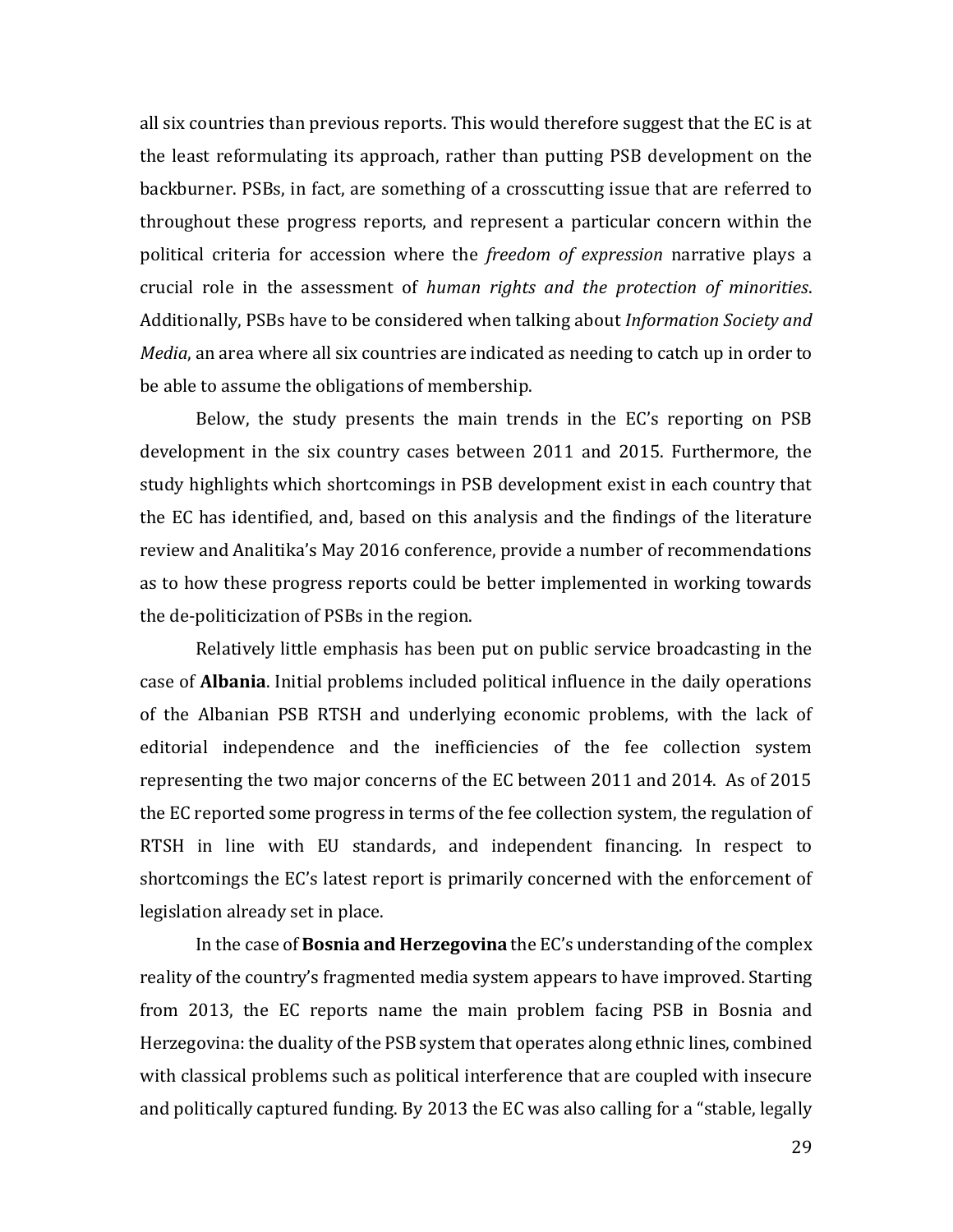all six countries than previous reports. This would therefore suggest that the EC is at the least reformulating its approach, rather than putting PSB development on the backburner. PSBs, in fact, are something of a crosscutting issue that are referred to throughout these progress reports, and represent a particular concern within the political criteria for accession where the *freedom of expression* narrative plays a crucial role in the assessment of *human rights and the protection of minorities*. Additionally, PSBs have to be considered when talking about *Information Society and Media*, an area where all six countries are indicated as needing to catch up in order to be able to assume the obligations of membership.

Below, the study presents the main trends in the EC's reporting on PSB development in the six country cases between 2011 and 2015. Furthermore, the study highlights which shortcomings in PSB development exist in each country that the EC has identified, and, based on this analysis and the findings of the literature review and Analitika's May 2016 conference, provide a number of recommendations as to how these progress reports could be better implemented in working towards the de-politicization of PSBs in the region.

Relatively little emphasis has been put on public service broadcasting in the case of **Albania**. Initial problems included political influence in the daily operations of the Albanian PSB RTSH and underlying economic problems, with the lack of editorial independence and the inefficiencies of the fee collection system representing the two major concerns of the EC between 2011 and 2014. As of 2015 the EC reported some progress in terms of the fee collection system, the regulation of RTSH in line with EU standards, and independent financing. In respect to shortcomings the EC's latest report is primarily concerned with the enforcement of legislation already set in place.

In the case of **Bosnia and Herzegovina** the EC's understanding of the complex reality of the country's fragmented media system appears to have improved. Starting from 2013, the EC reports name the main problem facing PSB in Bosnia and Herzegovina: the duality of the PSB system that operates along ethnic lines, combined with classical problems such as political interference that are coupled with insecure and politically captured funding. By 2013 the EC was also calling for a "stable, legally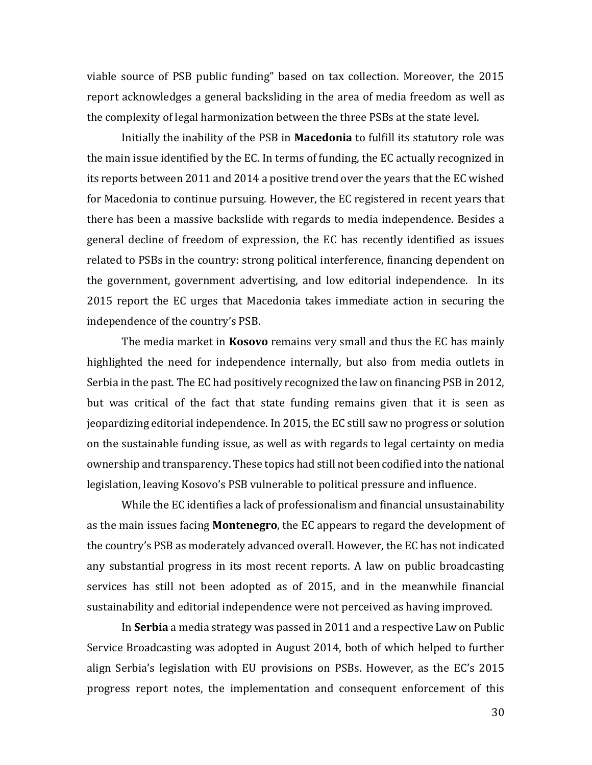viable source of PSB public funding" based on tax collection. Moreover, the 2015 report acknowledges a general backsliding in the area of media freedom as well as the complexity of legal harmonization between the three PSBs at the state level.

Initially the inability of the PSB in **Macedonia** to fulfill its statutory role was the main issue identified by the EC. In terms of funding, the EC actually recognized in its reports between 2011 and 2014 a positive trend over the years that the EC wished for Macedonia to continue pursuing. However, the EC registered in recent years that there has been a massive backslide with regards to media independence. Besides a general decline of freedom of expression, the EC has recently identified as issues related to PSBs in the country: strong political interference, financing dependent on the government, government advertising, and low editorial independence. In its 2015 report the EC urges that Macedonia takes immediate action in securing the independence of the country's PSB.

The media market in **Kosovo** remains very small and thus the EC has mainly highlighted the need for independence internally, but also from media outlets in Serbia in the past. The EC had positively recognized the law on financing PSB in 2012, but was critical of the fact that state funding remains given that it is seen as jeopardizing editorial independence. In 2015, the EC still saw no progress or solution on the sustainable funding issue, as well as with regards to legal certainty on media ownership and transparency. These topics had still not been codified into the national legislation, leaving Kosovo's PSB vulnerable to political pressure and influence.

While the EC identifies a lack of professionalism and financial unsustainability as the main issues facing **Montenegro**, the EC appears to regard the development of the country's PSB as moderately advanced overall. However, the EC has not indicated any substantial progress in its most recent reports. A law on public broadcasting services has still not been adopted as of 2015, and in the meanwhile financial sustainability and editorial independence were not perceived as having improved.

In **Serbia** a media strategy was passed in 2011 and a respective Law on Public Service Broadcasting was adopted in August 2014, both of which helped to further align Serbia's legislation with EU provisions on PSBs. However, as the EC's 2015 progress report notes, the implementation and consequent enforcement of this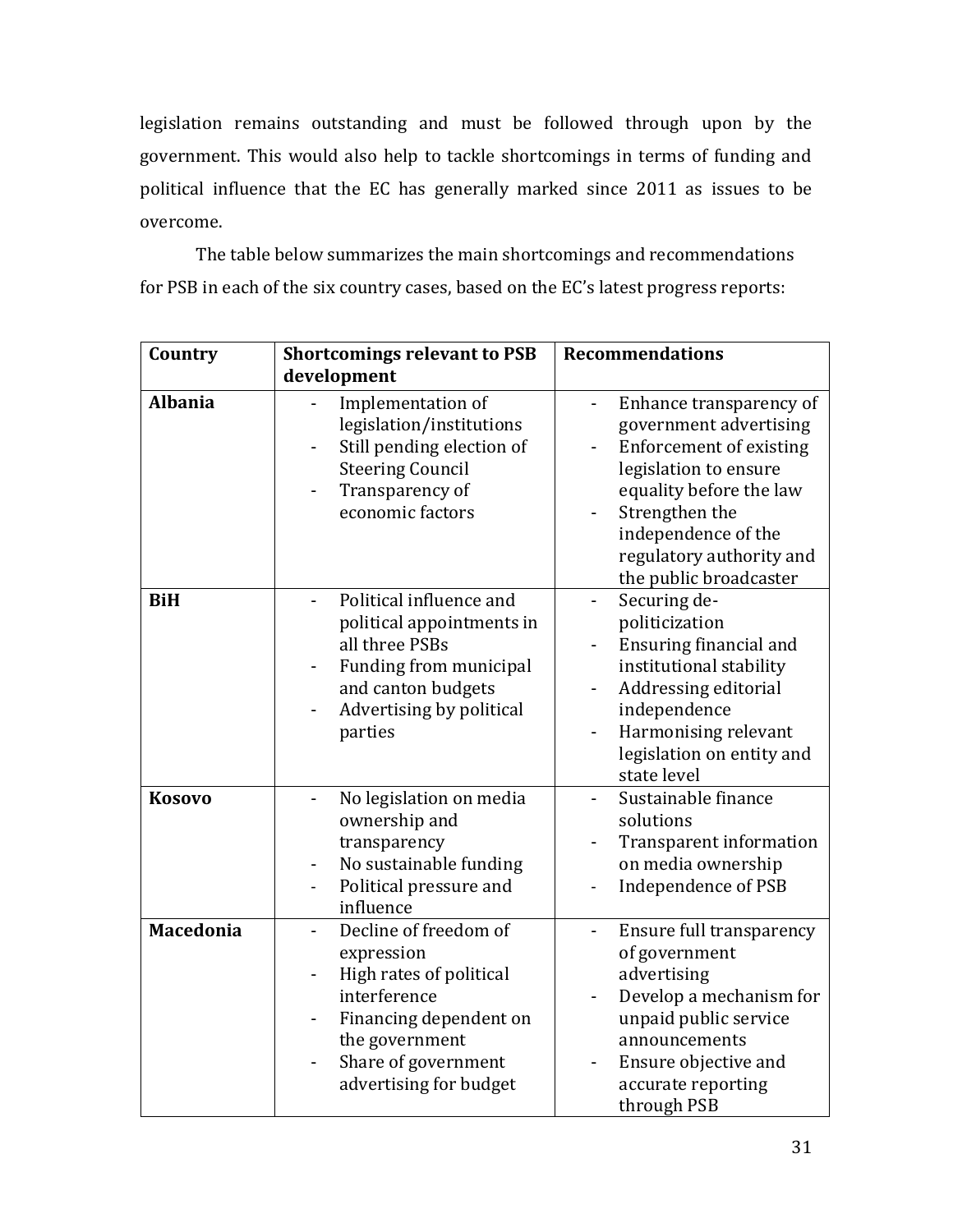legislation remains outstanding and must be followed through upon by the government. This would also help to tackle shortcomings in terms of funding and political influence that the EC has generally marked since 2011 as issues to be overcome.

The table below summarizes the main shortcomings and recommendations for PSB in each of the six country cases, based on the EC's latest progress reports:

| Country | Shortcomings relevant to PSB development | Recommendations |
|---|---|---|
| **Albania** | - Implementation of legislation/institutions<br>- Still pending election of Steering Council<br>- Transparency of economic factors | - Enhance transparency of government advertising<br>- Enforcement of existing legislation to ensure equality before the law<br>- Strengthen the independence of the regulatory authority and the public broadcaster |
| **BiH** | - Political influence and political appointments in all three PSBs<br>- Funding from municipal and canton budgets<br>- Advertising by political parties | - Securing de-politicization<br>- Ensuring financial and institutional stability<br>- Addressing editorial independence<br>- Harmonising relevant legislation on entity and state level |
| **Kosovo** | - No legislation on media ownership and transparency<br>- No sustainable funding<br>- Political pressure and influence | - Sustainable finance solutions<br>- Transparent information on media ownership<br>- Independence of PSB |
| **Macedonia** | - Decline of freedom of expression<br>- High rates of political interference<br>- Financing dependent on the government<br>- Share of government advertising for budget | - Ensure full transparency of government advertising<br>- Develop a mechanism for unpaid public service announcements<br>- Ensure objective and accurate reporting through PSB |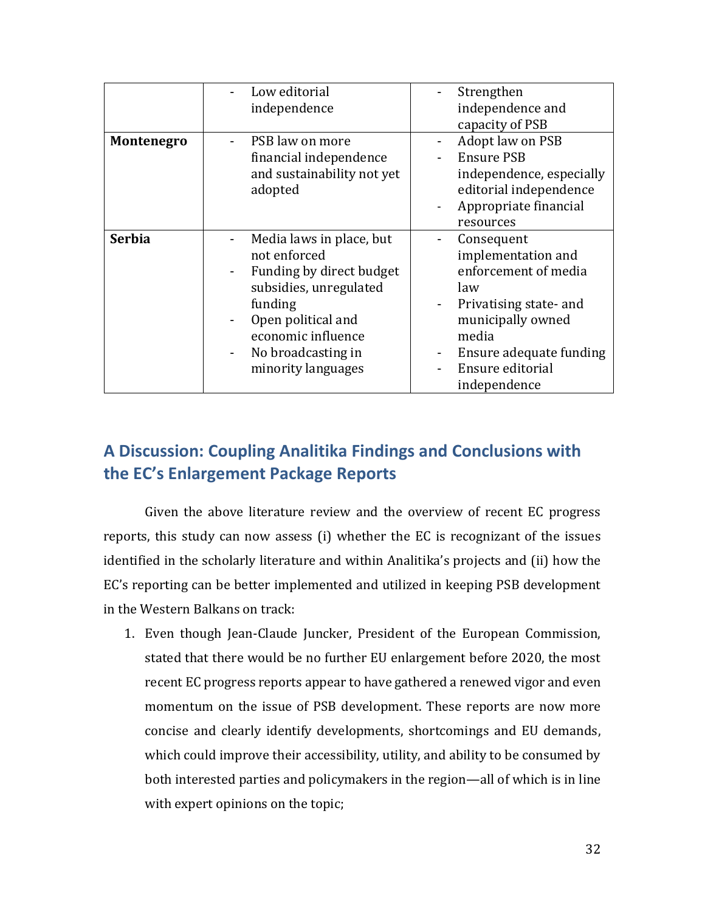| | | |
|---|---|---|
| | - Low editorial independence | - Strengthen independence and capacity of PSB |
| **Montenegro** | - PSB law on more financial independence and sustainability not yet adopted | - Adopt law on PSB<br>- Ensure PSB independence, especially editorial independence<br>- Appropriate financial resources |
| **Serbia** | - Media laws in place, but not enforced<br>- Funding by direct budget subsidies, unregulated funding<br>- Open political and economic influence<br>- No broadcasting in minority languages | - Consequent implementation and enforcement of media law<br>- Privatising state- and municipally owned media<br>- Ensure adequate funding<br>- Ensure editorial independence |

## A Discussion: Coupling Analitika Findings and Conclusions with the EC's Enlargement Package Reports

Given the above literature review and the overview of recent EC progress reports, this study can now assess (i) whether the EC is recognizant of the issues identified in the scholarly literature and within Analitika's projects and (ii) how the EC's reporting can be better implemented and utilized in keeping PSB development in the Western Balkans on track:

1. Even though Jean-Claude Juncker, President of the European Commission, stated that there would be no further EU enlargement before 2020, the most recent EC progress reports appear to have gathered a renewed vigor and even momentum on the issue of PSB development. These reports are now more concise and clearly identify developments, shortcomings and EU demands, which could improve their accessibility, utility, and ability to be consumed by both interested parties and policymakers in the region—all of which is in line with expert opinions on the topic;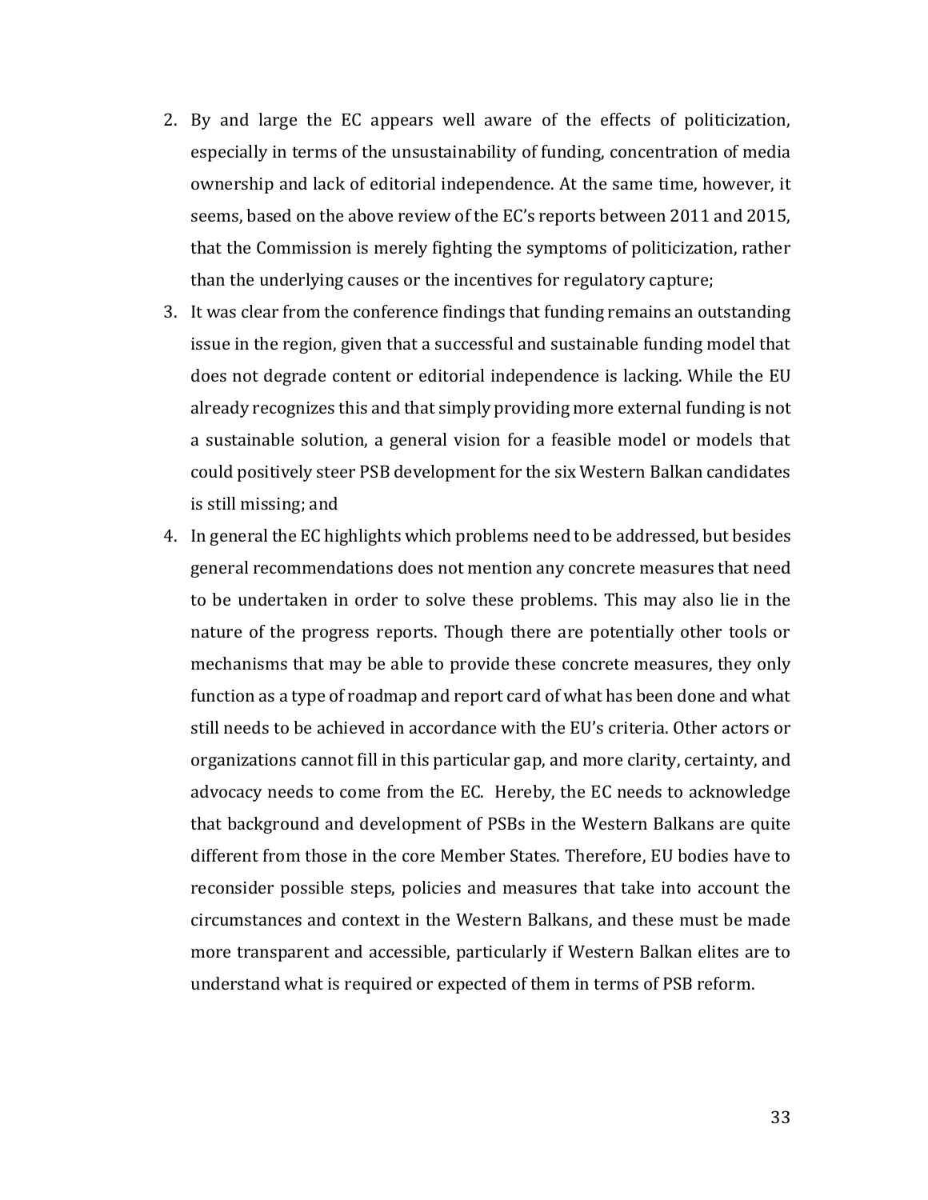2. By and large the EC appears well aware of the effects of politicization, especially in terms of the unsustainability of funding, concentration of media ownership and lack of editorial independence. At the same time, however, it seems, based on the above review of the EC's reports between 2011 and 2015, that the Commission is merely fighting the symptoms of politicization, rather than the underlying causes or the incentives for regulatory capture;
3. It was clear from the conference findings that funding remains an outstanding issue in the region, given that a successful and sustainable funding model that does not degrade content or editorial independence is lacking. While the EU already recognizes this and that simply providing more external funding is not a sustainable solution, a general vision for a feasible model or models that could positively steer PSB development for the six Western Balkan candidates is still missing; and
4. In general the EC highlights which problems need to be addressed, but besides general recommendations does not mention any concrete measures that need to be undertaken in order to solve these problems. This may also lie in the nature of the progress reports. Though there are potentially other tools or mechanisms that may be able to provide these concrete measures, they only function as a type of roadmap and report card of what has been done and what still needs to be achieved in accordance with the EU's criteria. Other actors or organizations cannot fill in this particular gap, and more clarity, certainty, and advocacy needs to come from the EC. Hereby, the EC needs to acknowledge that background and development of PSBs in the Western Balkans are quite different from those in the core Member States. Therefore, EU bodies have to reconsider possible steps, policies and measures that take into account the circumstances and context in the Western Balkans, and these must be made more transparent and accessible, particularly if Western Balkan elites are to understand what is required or expected of them in terms of PSB reform.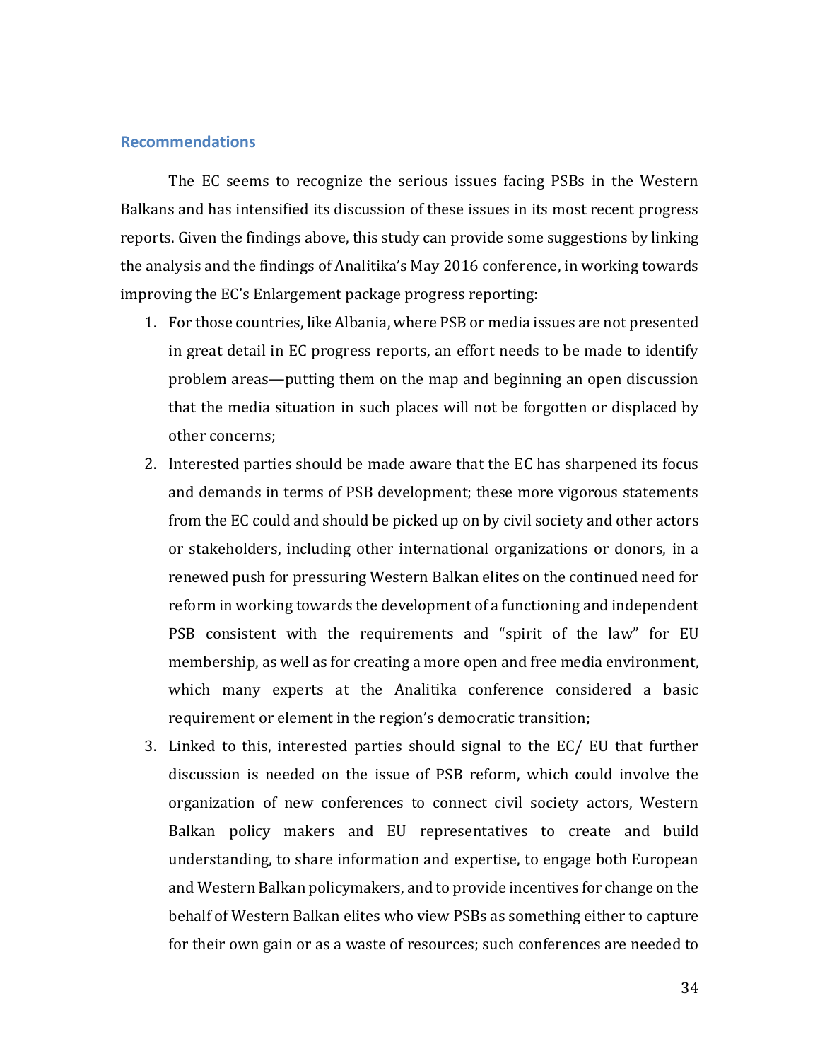## Recommendations

The EC seems to recognize the serious issues facing PSBs in the Western Balkans and has intensified its discussion of these issues in its most recent progress reports. Given the findings above, this study can provide some suggestions by linking the analysis and the findings of Analitika's May 2016 conference, in working towards improving the EC's Enlargement package progress reporting:

1. For those countries, like Albania, where PSB or media issues are not presented in great detail in EC progress reports, an effort needs to be made to identify problem areas—putting them on the map and beginning an open discussion that the media situation in such places will not be forgotten or displaced by other concerns;
2. Interested parties should be made aware that the EC has sharpened its focus and demands in terms of PSB development; these more vigorous statements from the EC could and should be picked up on by civil society and other actors or stakeholders, including other international organizations or donors, in a renewed push for pressuring Western Balkan elites on the continued need for reform in working towards the development of a functioning and independent PSB consistent with the requirements and "spirit of the law" for EU membership, as well as for creating a more open and free media environment, which many experts at the Analitika conference considered a basic requirement or element in the region's democratic transition;
3. Linked to this, interested parties should signal to the EC/ EU that further discussion is needed on the issue of PSB reform, which could involve the organization of new conferences to connect civil society actors, Western Balkan policy makers and EU representatives to create and build understanding, to share information and expertise, to engage both European and Western Balkan policymakers, and to provide incentives for change on the behalf of Western Balkan elites who view PSBs as something either to capture for their own gain or as a waste of resources; such conferences are needed to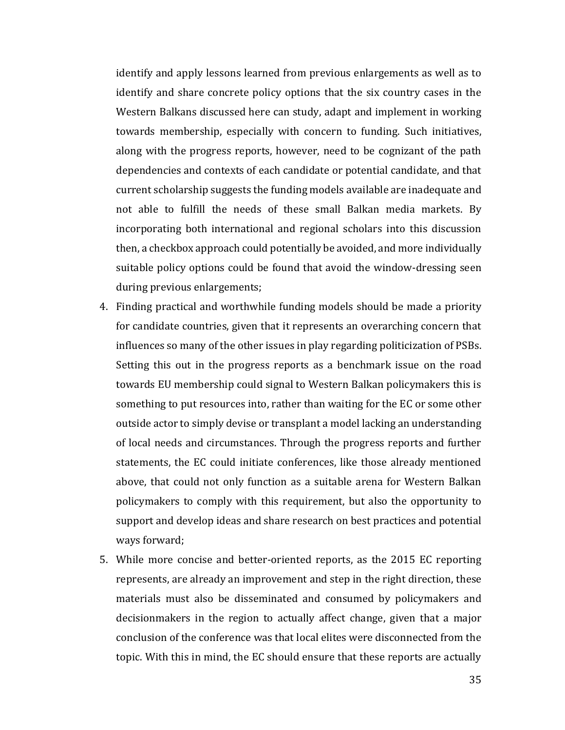identify and apply lessons learned from previous enlargements as well as to identify and share concrete policy options that the six country cases in the Western Balkans discussed here can study, adapt and implement in working towards membership, especially with concern to funding. Such initiatives, along with the progress reports, however, need to be cognizant of the path dependencies and contexts of each candidate or potential candidate, and that current scholarship suggests the funding models available are inadequate and not able to fulfill the needs of these small Balkan media markets. By incorporating both international and regional scholars into this discussion then, a checkbox approach could potentially be avoided, and more individually suitable policy options could be found that avoid the window-dressing seen during previous enlargements;

4. Finding practical and worthwhile funding models should be made a priority for candidate countries, given that it represents an overarching concern that influences so many of the other issues in play regarding politicization of PSBs. Setting this out in the progress reports as a benchmark issue on the road towards EU membership could signal to Western Balkan policymakers this is something to put resources into, rather than waiting for the EC or some other outside actor to simply devise or transplant a model lacking an understanding of local needs and circumstances. Through the progress reports and further statements, the EC could initiate conferences, like those already mentioned above, that could not only function as a suitable arena for Western Balkan policymakers to comply with this requirement, but also the opportunity to support and develop ideas and share research on best practices and potential ways forward;
5. While more concise and better-oriented reports, as the 2015 EC reporting represents, are already an improvement and step in the right direction, these materials must also be disseminated and consumed by policymakers and decisionmakers in the region to actually affect change, given that a major conclusion of the conference was that local elites were disconnected from the topic. With this in mind, the EC should ensure that these reports are actually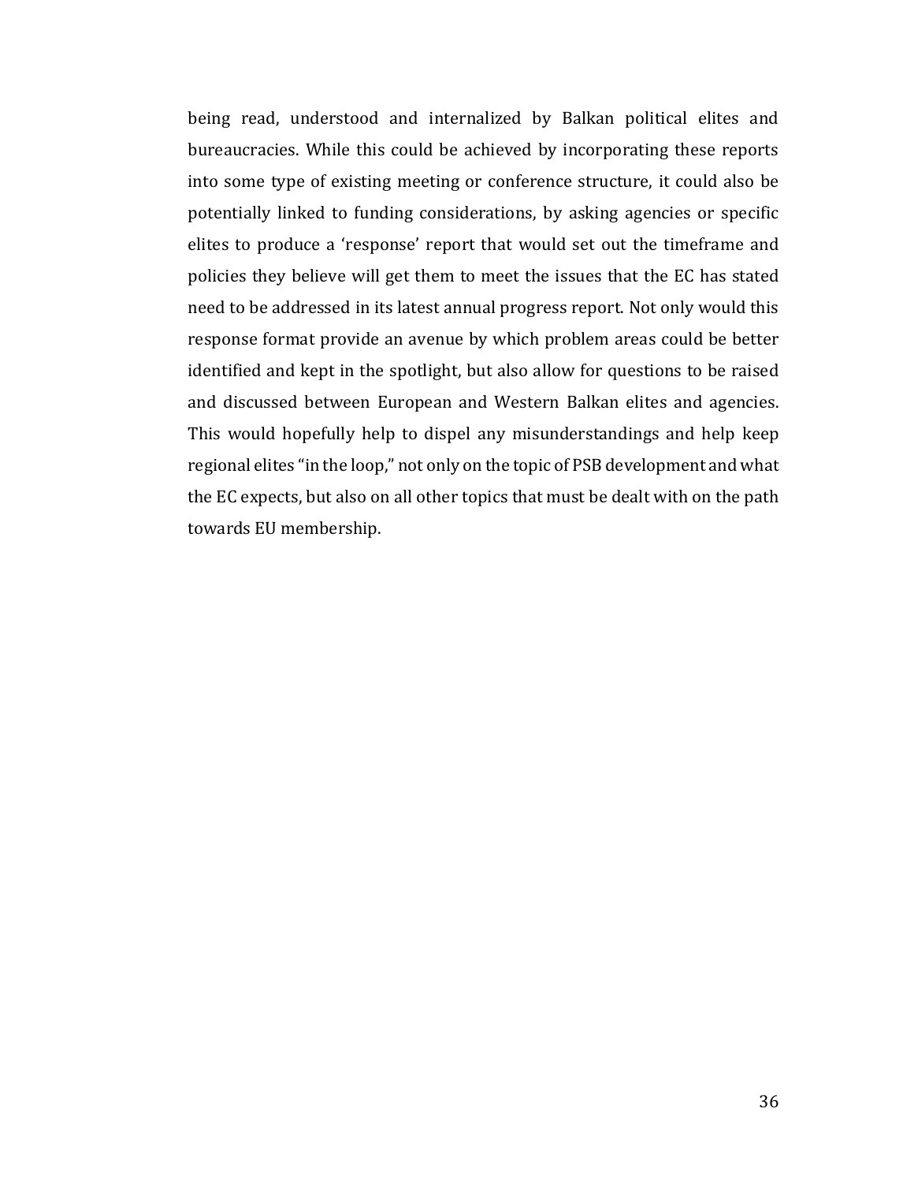being read, understood and internalized by Balkan political elites and bureaucracies. While this could be achieved by incorporating these reports into some type of existing meeting or conference structure, it could also be potentially linked to funding considerations, by asking agencies or specific elites to produce a 'response' report that would set out the timeframe and policies they believe will get them to meet the issues that the EC has stated need to be addressed in its latest annual progress report. Not only would this response format provide an avenue by which problem areas could be better identified and kept in the spotlight, but also allow for questions to be raised and discussed between European and Western Balkan elites and agencies. This would hopefully help to dispel any misunderstandings and help keep regional elites "in the loop," not only on the topic of PSB development and what the EC expects, but also on all other topics that must be dealt with on the path towards EU membership.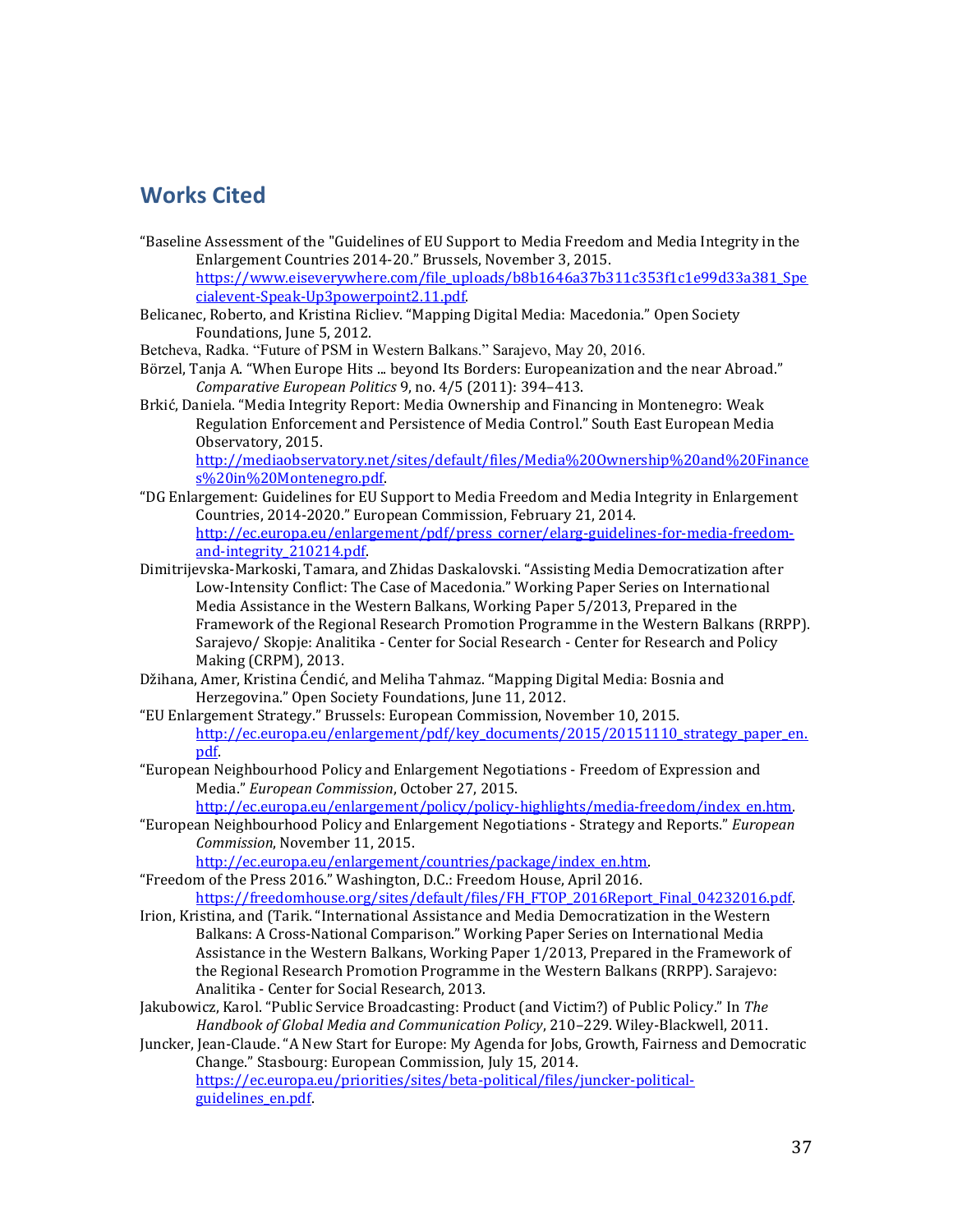## Works Cited

"Baseline Assessment of the "Guidelines of EU Support to Media Freedom and Media Integrity in the Enlargement Countries 2014-20." Brussels, November 3, 2015. https://www.eiseverywhere.com/file_uploads/b8b1646a37b311c353f1c1e99d33a381_Specialevent-Speak-Up3powerpoint2.11.pdf.

Belicanec, Roberto, and Kristina Ricliev. "Mapping Digital Media: Macedonia." Open Society Foundations, June 5, 2012.

Betcheva, Radka. "Future of PSM in Western Balkans." Sarajevo, May 20, 2016.

Börzel, Tanja A. "When Europe Hits ... beyond Its Borders: Europeanization and the near Abroad." *Comparative European Politics* 9, no. 4/5 (2011): 394–413.

Brkić, Daniela. "Media Integrity Report: Media Ownership and Financing in Montenegro: Weak Regulation Enforcement and Persistence of Media Control." South East European Media Observatory, 2015. http://mediaobservatory.net/sites/default/files/Media%20Ownership%20and%20Finances%20in%20Montenegro.pdf.

"DG Enlargement: Guidelines for EU Support to Media Freedom and Media Integrity in Enlargement Countries, 2014-2020." European Commission, February 21, 2014. http://ec.europa.eu/enlargement/pdf/press_corner/elarg-guidelines-for-media-freedom-and-integrity_210214.pdf.

Dimitrijevska-Markoski, Tamara, and Zhidas Daskalovski. "Assisting Media Democratization after Low-Intensity Conflict: The Case of Macedonia." Working Paper Series on International Media Assistance in the Western Balkans, Working Paper 5/2013, Prepared in the Framework of the Regional Research Promotion Programme in the Western Balkans (RRPP). Sarajevo/ Skopje: Analitika - Center for Social Research - Center for Research and Policy Making (CRPM), 2013.

Džihana, Amer, Kristina Ćendić, and Meliha Tahmaz. "Mapping Digital Media: Bosnia and Herzegovina." Open Society Foundations, June 11, 2012.

"EU Enlargement Strategy." Brussels: European Commission, November 10, 2015. http://ec.europa.eu/enlargement/pdf/key_documents/2015/20151110_strategy_paper_en.pdf.

"European Neighbourhood Policy and Enlargement Negotiations - Freedom of Expression and Media." *European Commission*, October 27, 2015. http://ec.europa.eu/enlargement/policy/policy-highlights/media-freedom/index_en.htm.

"European Neighbourhood Policy and Enlargement Negotiations - Strategy and Reports." *European Commission*, November 11, 2015. http://ec.europa.eu/enlargement/countries/package/index_en.htm.

"Freedom of the Press 2016." Washington, D.C.: Freedom House, April 2016. https://freedomhouse.org/sites/default/files/FH_FTOP_2016Report_Final_04232016.pdf.

Irion, Kristina, and (Tarik. "International Assistance and Media Democratization in the Western Balkans: A Cross-National Comparison." Working Paper Series on International Media Assistance in the Western Balkans, Working Paper 1/2013, Prepared in the Framework of the Regional Research Promotion Programme in the Western Balkans (RRPP). Sarajevo: Analitika - Center for Social Research, 2013.

Jakubowicz, Karol. "Public Service Broadcasting: Product (and Victim?) of Public Policy." In *The Handbook of Global Media and Communication Policy*, 210–229. Wiley-Blackwell, 2011.

Juncker, Jean-Claude. "A New Start for Europe: My Agenda for Jobs, Growth, Fairness and Democratic Change." Stasbourg: European Commission, July 15, 2014. https://ec.europa.eu/priorities/sites/beta-political/files/juncker-political-guidelines_en.pdf.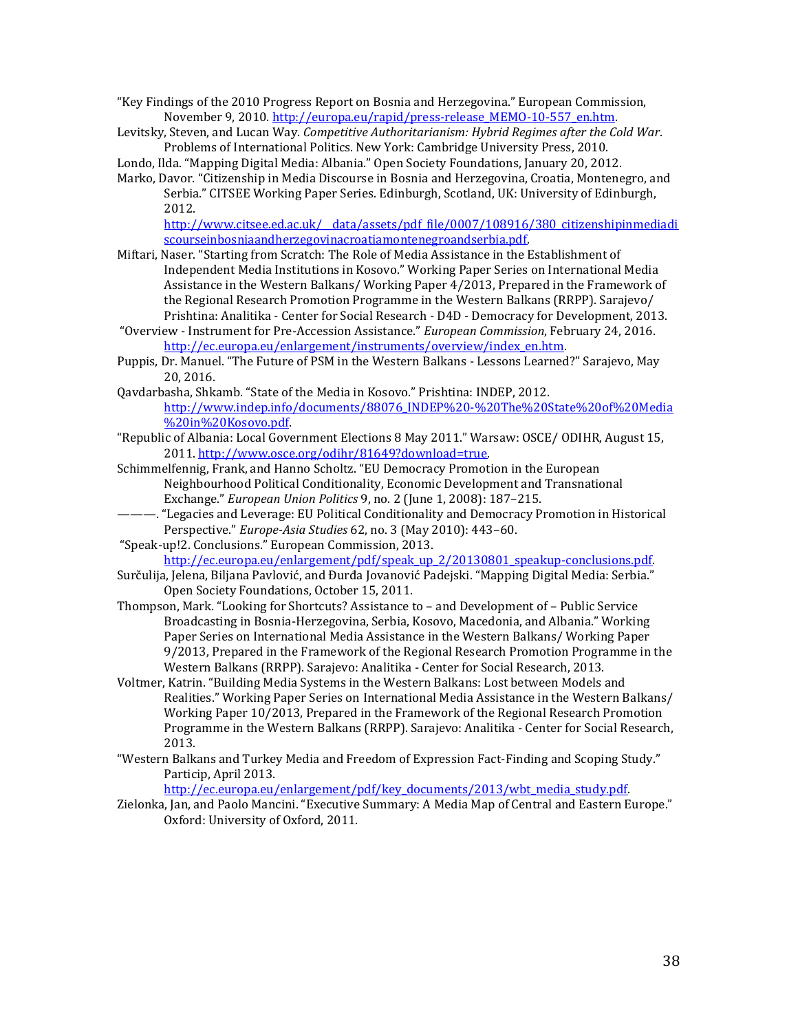"Key Findings of the 2010 Progress Report on Bosnia and Herzegovina." European Commission, November 9, 2010. http://europa.eu/rapid/press-release_MEMO-10-557_en.htm.

Levitsky, Steven, and Lucan Way. *Competitive Authoritarianism: Hybrid Regimes after the Cold War*. Problems of International Politics. New York: Cambridge University Press, 2010.

Londo, Ilda. "Mapping Digital Media: Albania." Open Society Foundations, January 20, 2012.

Marko, Davor. "Citizenship in Media Discourse in Bosnia and Herzegovina, Croatia, Montenegro, and Serbia." CITSEE Working Paper Series. Edinburgh, Scotland, UK: University of Edinburgh, 2012. http://www.citsee.ed.ac.uk/__data/assets/pdf_file/0007/108916/380_citizenshipinmediadiscourseinbosniaandherzegovinacroatiamontenegroandserbia.pdf.

Miftari, Naser. "Starting from Scratch: The Role of Media Assistance in the Establishment of Independent Media Institutions in Kosovo." Working Paper Series on International Media Assistance in the Western Balkans/ Working Paper 4/2013, Prepared in the Framework of the Regional Research Promotion Programme in the Western Balkans (RRPP). Sarajevo/ Prishtina: Analitika - Center for Social Research - D4D - Democracy for Development, 2013.

"Overview - Instrument for Pre-Accession Assistance." *European Commission*, February 24, 2016. http://ec.europa.eu/enlargement/instruments/overview/index_en.htm.

Puppis, Dr. Manuel. "The Future of PSM in the Western Balkans - Lessons Learned?" Sarajevo, May 20, 2016.

Qavdarbasha, Shkamb. "State of the Media in Kosovo." Prishtina: INDEP, 2012. http://www.indep.info/documents/88076_INDEP%20-%20The%20State%20of%20Media%20in%20Kosovo.pdf.

"Republic of Albania: Local Government Elections 8 May 2011." Warsaw: OSCE/ ODIHR, August 15, 2011. http://www.osce.org/odihr/81649?download=true.

Schimmelfennig, Frank, and Hanno Scholtz. "EU Democracy Promotion in the European Neighbourhood Political Conditionality, Economic Development and Transnational Exchange." *European Union Politics* 9, no. 2 (June 1, 2008): 187–215.

———. "Legacies and Leverage: EU Political Conditionality and Democracy Promotion in Historical Perspective." *Europe-Asia Studies* 62, no. 3 (May 2010): 443–60.

"Speak-up!2. Conclusions." European Commission, 2013. http://ec.europa.eu/enlargement/pdf/speak_up_2/20130801_speakup-conclusions.pdf.

Surčulija, Jelena, Biljana Pavlović, and Đurđa Jovanović Padejski. "Mapping Digital Media: Serbia." Open Society Foundations, October 15, 2011.

Thompson, Mark. "Looking for Shortcuts? Assistance to – and Development of – Public Service Broadcasting in Bosnia-Herzegovina, Serbia, Kosovo, Macedonia, and Albania." Working Paper Series on International Media Assistance in the Western Balkans/ Working Paper 9/2013, Prepared in the Framework of the Regional Research Promotion Programme in the Western Balkans (RRPP). Sarajevo: Analitika - Center for Social Research, 2013.

Voltmer, Katrin. "Building Media Systems in the Western Balkans: Lost between Models and Realities." Working Paper Series on International Media Assistance in the Western Balkans/ Working Paper 10/2013, Prepared in the Framework of the Regional Research Promotion Programme in the Western Balkans (RRPP). Sarajevo: Analitika - Center for Social Research, 2013.

"Western Balkans and Turkey Media and Freedom of Expression Fact-Finding and Scoping Study." Particip, April 2013. http://ec.europa.eu/enlargement/pdf/key_documents/2013/wbt_media_study.pdf.

Zielonka, Jan, and Paolo Mancini. "Executive Summary: A Media Map of Central and Eastern Europe." Oxford: University of Oxford, 2011.